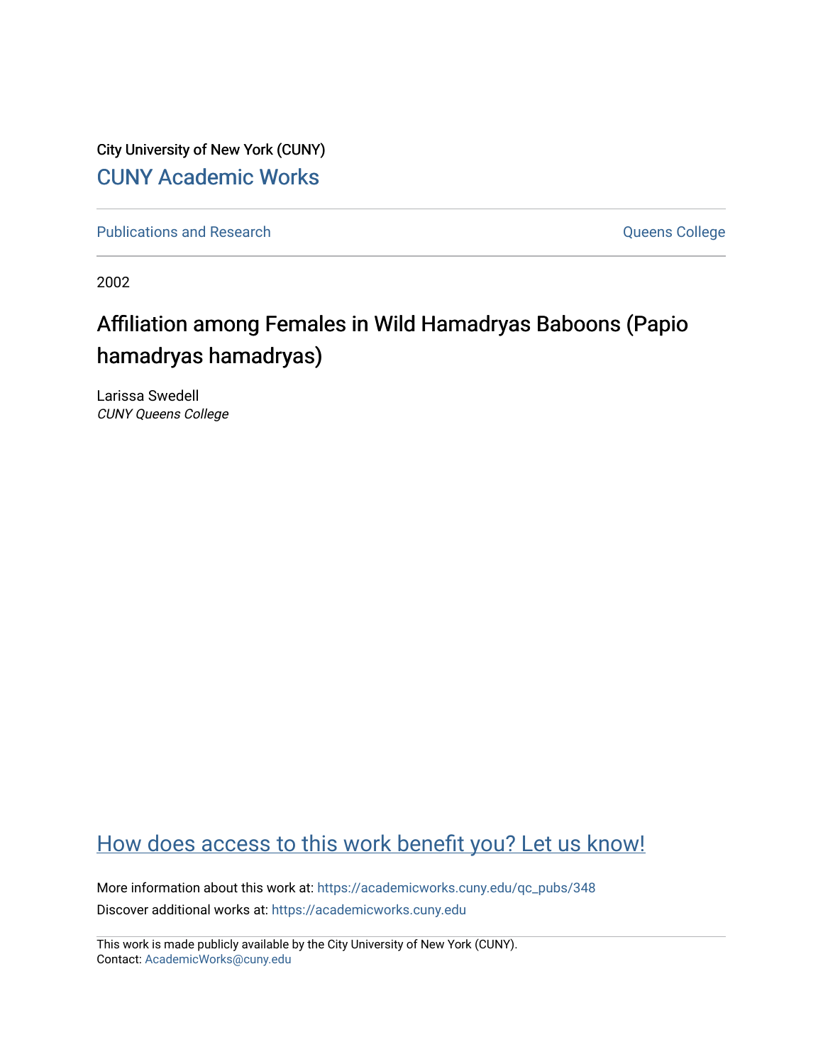City University of New York (CUNY)

CUNY Academic Works

Publications and Research

Queens College

2002

# Affiliation among Females in Wild Hamadryas Baboons (Papio hamadryas hamadryas)

Larissa Swedell
*CUNY Queens College*

How does access to this work benefit you? Let us know!

More information about this work at: https://academicworks.cuny.edu/qc_pubs/348

Discover additional works at: https://academicworks.cuny.edu

This work is made publicly available by the City University of New York (CUNY).
Contact: AcademicWorks@cuny.edu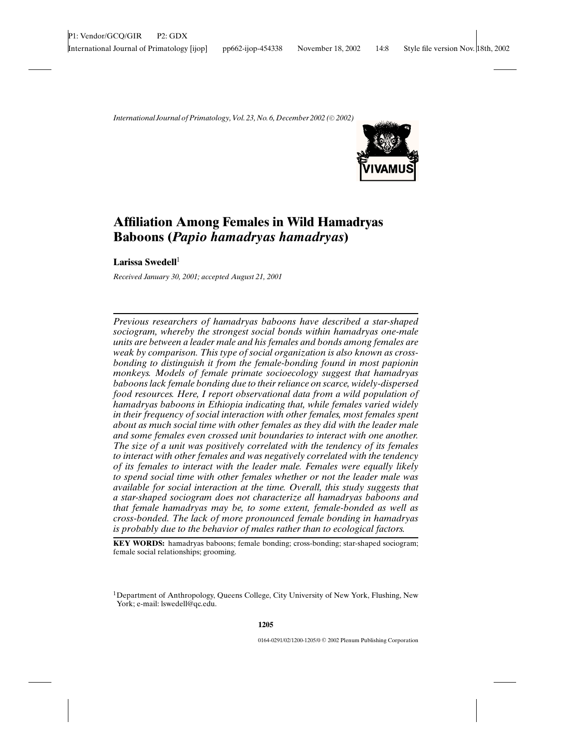*International Journal of Primatology, Vol. 23, No. 6, December 2002 (© 2002)*

# Affiliation Among Females in Wild Hamadryas Baboons (*Papio hamadryas hamadryas*)

**Larissa Swedell**[1]

*Received January 30, 2001; accepted August 21, 2001*

*Previous researchers of hamadryas baboons have described a star-shaped sociogram, whereby the strongest social bonds within hamadryas one-male units are between a leader male and his females and bonds among females are weak by comparison. This type of social organization is also known as cross-bonding to distinguish it from the female-bonding found in most papionin monkeys. Models of female primate socioecology suggest that hamadryas baboons lack female bonding due to their reliance on scarce, widely-dispersed food resources. Here, I report observational data from a wild population of hamadryas baboons in Ethiopia indicating that, while females varied widely in their frequency of social interaction with other females, most females spent about as much social time with other females as they did with the leader male and some females even crossed unit boundaries to interact with one another. The size of a unit was positively correlated with the tendency of its females to interact with other females and was negatively correlated with the tendency of its females to interact with the leader male. Females were equally likely to spend social time with other females whether or not the leader male was available for social interaction at the time. Overall, this study suggests that a star-shaped sociogram does not characterize all hamadryas baboons and that female hamadryas may be, to some extent, female-bonded as well as cross-bonded. The lack of more pronounced female bonding in hamadryas is probably due to the behavior of males rather than to ecological factors.*

**KEY WORDS:** hamadryas baboons; female bonding; cross-bonding; star-shaped sociogram; female social relationships; grooming.

[1]Department of Anthropology, Queens College, City University of New York, Flushing, New York; e-mail: lswedell@qc.edu.

0164-0291/02/1200-1205/0 © 2002 Plenum Publishing Corporation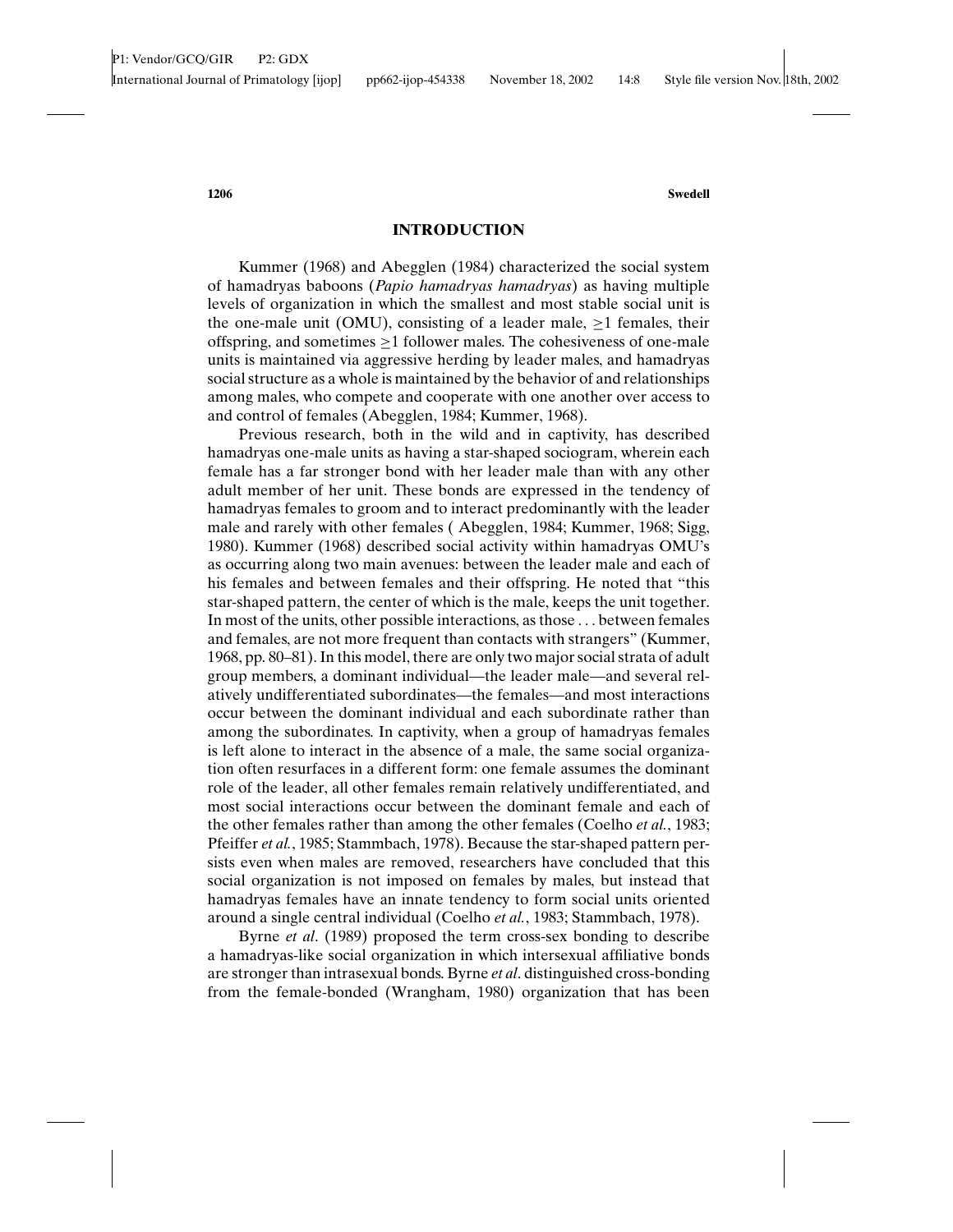## INTRODUCTION

Kummer (1968) and Abegglen (1984) characterized the social system of hamadryas baboons (*Papio hamadryas hamadryas*) as having multiple levels of organization in which the smallest and most stable social unit is the one-male unit (OMU), consisting of a leader male, $\geq 1$ females, their offspring, and sometimes $\geq 1$ follower males. The cohesiveness of one-male units is maintained via aggressive herding by leader males, and hamadryas social structure as a whole is maintained by the behavior of and relationships among males, who compete and cooperate with one another over access to and control of females (Abegglen, 1984; Kummer, 1968).

Previous research, both in the wild and in captivity, has described hamadryas one-male units as having a star-shaped sociogram, wherein each female has a far stronger bond with her leader male than with any other adult member of her unit. These bonds are expressed in the tendency of hamadryas females to groom and to interact predominantly with the leader male and rarely with other females ( Abegglen, 1984; Kummer, 1968; Sigg, 1980). Kummer (1968) described social activity within hamadryas OMU's as occurring along two main avenues: between the leader male and each of his females and between females and their offspring. He noted that "this star-shaped pattern, the center of which is the male, keeps the unit together. In most of the units, other possible interactions, as those . . . between females and females, are not more frequent than contacts with strangers" (Kummer, 1968, pp. 80–81). In this model, there are only two major social strata of adult group members, a dominant individual—the leader male—and several relatively undifferentiated subordinates—the females—and most interactions occur between the dominant individual and each subordinate rather than among the subordinates. In captivity, when a group of hamadryas females is left alone to interact in the absence of a male, the same social organization often resurfaces in a different form: one female assumes the dominant role of the leader, all other females remain relatively undifferentiated, and most social interactions occur between the dominant female and each of the other females rather than among the other females (Coelho *et al.*, 1983; Pfeiffer *et al.*, 1985; Stammbach, 1978). Because the star-shaped pattern persists even when males are removed, researchers have concluded that this social organization is not imposed on females by males, but instead that hamadryas females have an innate tendency to form social units oriented around a single central individual (Coelho *et al.*, 1983; Stammbach, 1978).

Byrne *et al*. (1989) proposed the term cross-sex bonding to describe a hamadryas-like social organization in which intersexual affiliative bonds are stronger than intrasexual bonds. Byrne *et al*. distinguished cross-bonding from the female-bonded (Wrangham, 1980) organization that has been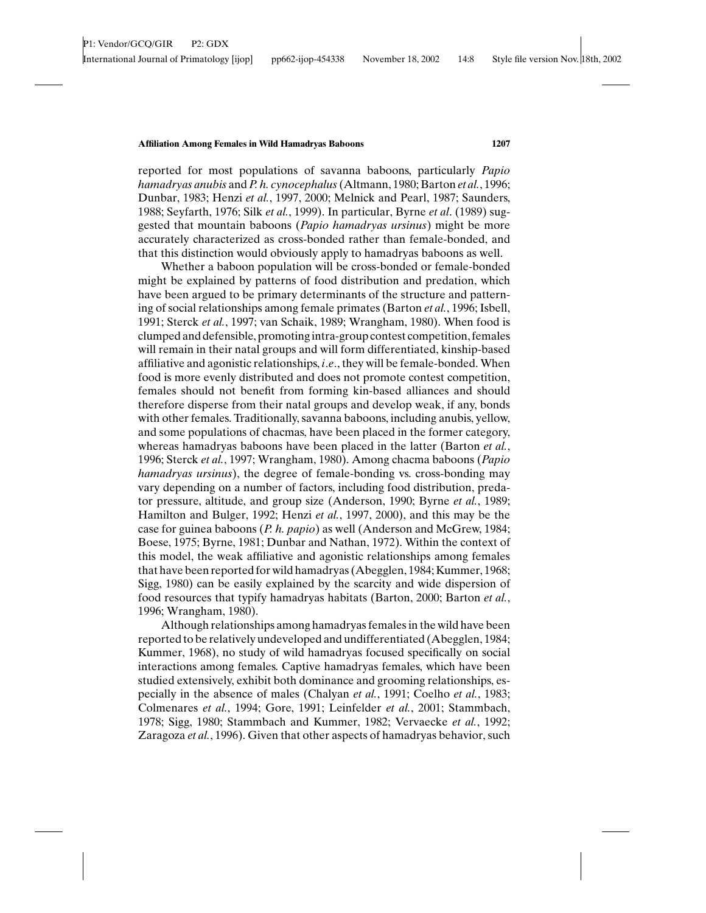reported for most populations of savanna baboons, particularly *Papio hamadryas anubis* and *P. h. cynocephalus* (Altmann, 1980; Barton *et al.*, 1996; Dunbar, 1983; Henzi *et al.*, 1997, 2000; Melnick and Pearl, 1987; Saunders, 1988; Seyfarth, 1976; Silk *et al.*, 1999). In particular, Byrne *et al*. (1989) suggested that mountain baboons (*Papio hamadryas ursinus*) might be more accurately characterized as cross-bonded rather than female-bonded, and that this distinction would obviously apply to hamadryas baboons as well.

Whether a baboon population will be cross-bonded or female-bonded might be explained by patterns of food distribution and predation, which have been argued to be primary determinants of the structure and patterning of social relationships among female primates (Barton *et al.*, 1996; Isbell, 1991; Sterck *et al.*, 1997; van Schaik, 1989; Wrangham, 1980). When food is clumped and defensible, promoting intra-group contest competition, females will remain in their natal groups and will form differentiated, kinship-based affiliative and agonistic relationships, *i.e*., they will be female-bonded. When food is more evenly distributed and does not promote contest competition, females should not benefit from forming kin-based alliances and should therefore disperse from their natal groups and develop weak, if any, bonds with other females. Traditionally, savanna baboons, including anubis, yellow, and some populations of chacmas, have been placed in the former category, whereas hamadryas baboons have been placed in the latter (Barton *et al.*, 1996; Sterck *et al.*, 1997; Wrangham, 1980). Among chacma baboons (*Papio hamadryas ursinus*), the degree of female-bonding vs. cross-bonding may vary depending on a number of factors, including food distribution, predator pressure, altitude, and group size (Anderson, 1990; Byrne *et al.*, 1989; Hamilton and Bulger, 1992; Henzi *et al.*, 1997, 2000), and this may be the case for guinea baboons (*P. h. papio*) as well (Anderson and McGrew, 1984; Boese, 1975; Byrne, 1981; Dunbar and Nathan, 1972). Within the context of this model, the weak affiliative and agonistic relationships among females that have been reported for wild hamadryas (Abegglen, 1984; Kummer, 1968; Sigg, 1980) can be easily explained by the scarcity and wide dispersion of food resources that typify hamadryas habitats (Barton, 2000; Barton *et al.*, 1996; Wrangham, 1980).

Although relationships among hamadryas females in the wild have been reported to be relatively undeveloped and undifferentiated (Abegglen, 1984; Kummer, 1968), no study of wild hamadryas focused specifically on social interactions among females. Captive hamadryas females, which have been studied extensively, exhibit both dominance and grooming relationships, especially in the absence of males (Chalyan *et al.*, 1991; Coelho *et al.*, 1983; Colmenares *et al.*, 1994; Gore, 1991; Leinfelder *et al.*, 2001; Stammbach, 1978; Sigg, 1980; Stammbach and Kummer, 1982; Vervaecke *et al.*, 1992; Zaragoza *et al.*, 1996). Given that other aspects of hamadryas behavior, such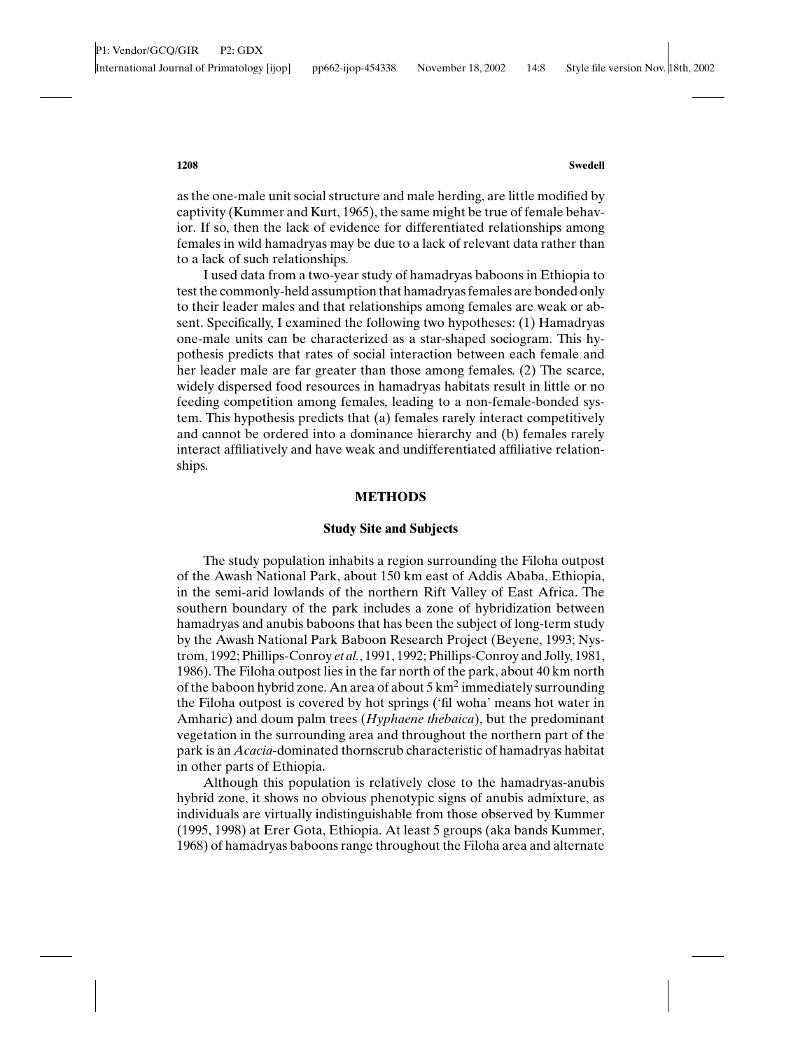as the one-male unit social structure and male herding, are little modified by captivity (Kummer and Kurt, 1965), the same might be true of female behavior. If so, then the lack of evidence for differentiated relationships among females in wild hamadryas may be due to a lack of relevant data rather than to a lack of such relationships.

I used data from a two-year study of hamadryas baboons in Ethiopia to test the commonly-held assumption that hamadryas females are bonded only to their leader males and that relationships among females are weak or absent. Specifically, I examined the following two hypotheses: (1) Hamadryas one-male units can be characterized as a star-shaped sociogram. This hypothesis predicts that rates of social interaction between each female and her leader male are far greater than those among females. (2) The scarce, widely dispersed food resources in hamadryas habitats result in little or no feeding competition among females, leading to a non-female-bonded system. This hypothesis predicts that (a) females rarely interact competitively and cannot be ordered into a dominance hierarchy and (b) females rarely interact affiliatively and have weak and undifferentiated affiliative relationships.

## METHODS

### Study Site and Subjects

The study population inhabits a region surrounding the Filoha outpost of the Awash National Park, about 150 km east of Addis Ababa, Ethiopia, in the semi-arid lowlands of the northern Rift Valley of East Africa. The southern boundary of the park includes a zone of hybridization between hamadryas and anubis baboons that has been the subject of long-term study by the Awash National Park Baboon Research Project (Beyene, 1993; Nystrom, 1992; Phillips-Conroy *et al.*, 1991, 1992; Phillips-Conroy and Jolly, 1981, 1986). The Filoha outpost lies in the far north of the park, about 40 km north of the baboon hybrid zone. An area of about 5 km$^2$ immediately surrounding the Filoha outpost is covered by hot springs ('fil woha' means hot water in Amharic) and doum palm trees (*Hyphaene thebaica*), but the predominant vegetation in the surrounding area and throughout the northern part of the park is an *Acacia*-dominated thornscrub characteristic of hamadryas habitat in other parts of Ethiopia.

Although this population is relatively close to the hamadryas-anubis hybrid zone, it shows no obvious phenotypic signs of anubis admixture, as individuals are virtually indistinguishable from those observed by Kummer (1995, 1998) at Erer Gota, Ethiopia. At least 5 groups (aka bands Kummer, 1968) of hamadryas baboons range throughout the Filoha area and alternate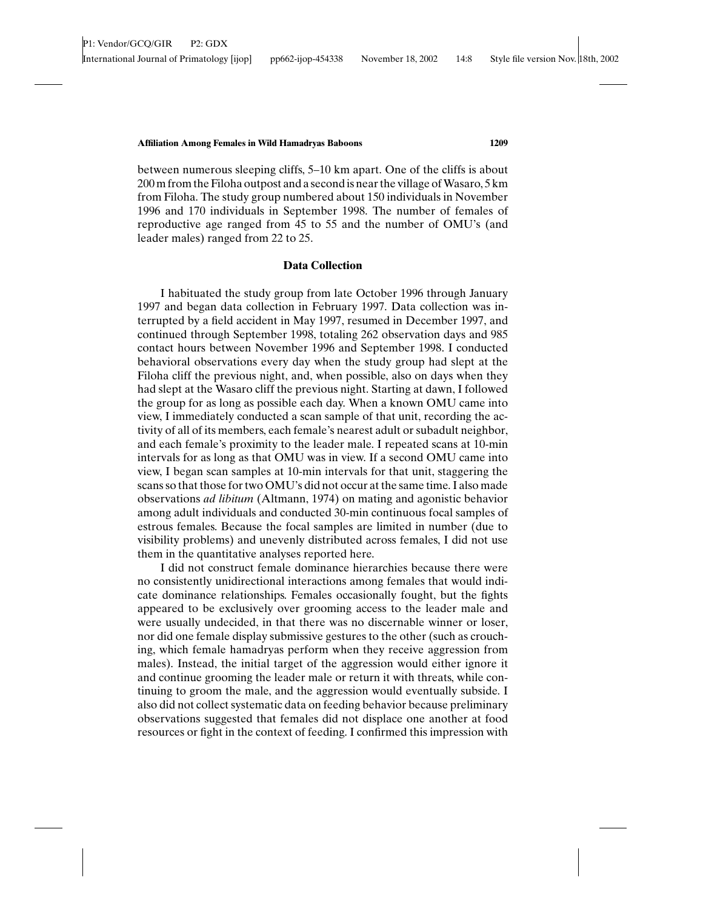between numerous sleeping cliffs, 5–10 km apart. One of the cliffs is about 200 m from the Filoha outpost and a second is near the village of Wasaro, 5 km from Filoha. The study group numbered about 150 individuals in November 1996 and 170 individuals in September 1998. The number of females of reproductive age ranged from 45 to 55 and the number of OMU's (and leader males) ranged from 22 to 25.

### Data Collection

I habituated the study group from late October 1996 through January 1997 and began data collection in February 1997. Data collection was interrupted by a field accident in May 1997, resumed in December 1997, and continued through September 1998, totaling 262 observation days and 985 contact hours between November 1996 and September 1998. I conducted behavioral observations every day when the study group had slept at the Filoha cliff the previous night, and, when possible, also on days when they had slept at the Wasaro cliff the previous night. Starting at dawn, I followed the group for as long as possible each day. When a known OMU came into view, I immediately conducted a scan sample of that unit, recording the activity of all of its members, each female's nearest adult or subadult neighbor, and each female's proximity to the leader male. I repeated scans at 10-min intervals for as long as that OMU was in view. If a second OMU came into view, I began scan samples at 10-min intervals for that unit, staggering the scans so that those for two OMU's did not occur at the same time. I also made observations *ad libitum* (Altmann, 1974) on mating and agonistic behavior among adult individuals and conducted 30-min continuous focal samples of estrous females. Because the focal samples are limited in number (due to visibility problems) and unevenly distributed across females, I did not use them in the quantitative analyses reported here.

I did not construct female dominance hierarchies because there were no consistently unidirectional interactions among females that would indicate dominance relationships. Females occasionally fought, but the fights appeared to be exclusively over grooming access to the leader male and were usually undecided, in that there was no discernable winner or loser, nor did one female display submissive gestures to the other (such as crouching, which female hamadryas perform when they receive aggression from males). Instead, the initial target of the aggression would either ignore it and continue grooming the leader male or return it with threats, while continuing to groom the male, and the aggression would eventually subside. I also did not collect systematic data on feeding behavior because preliminary observations suggested that females did not displace one another at food resources or fight in the context of feeding. I confirmed this impression with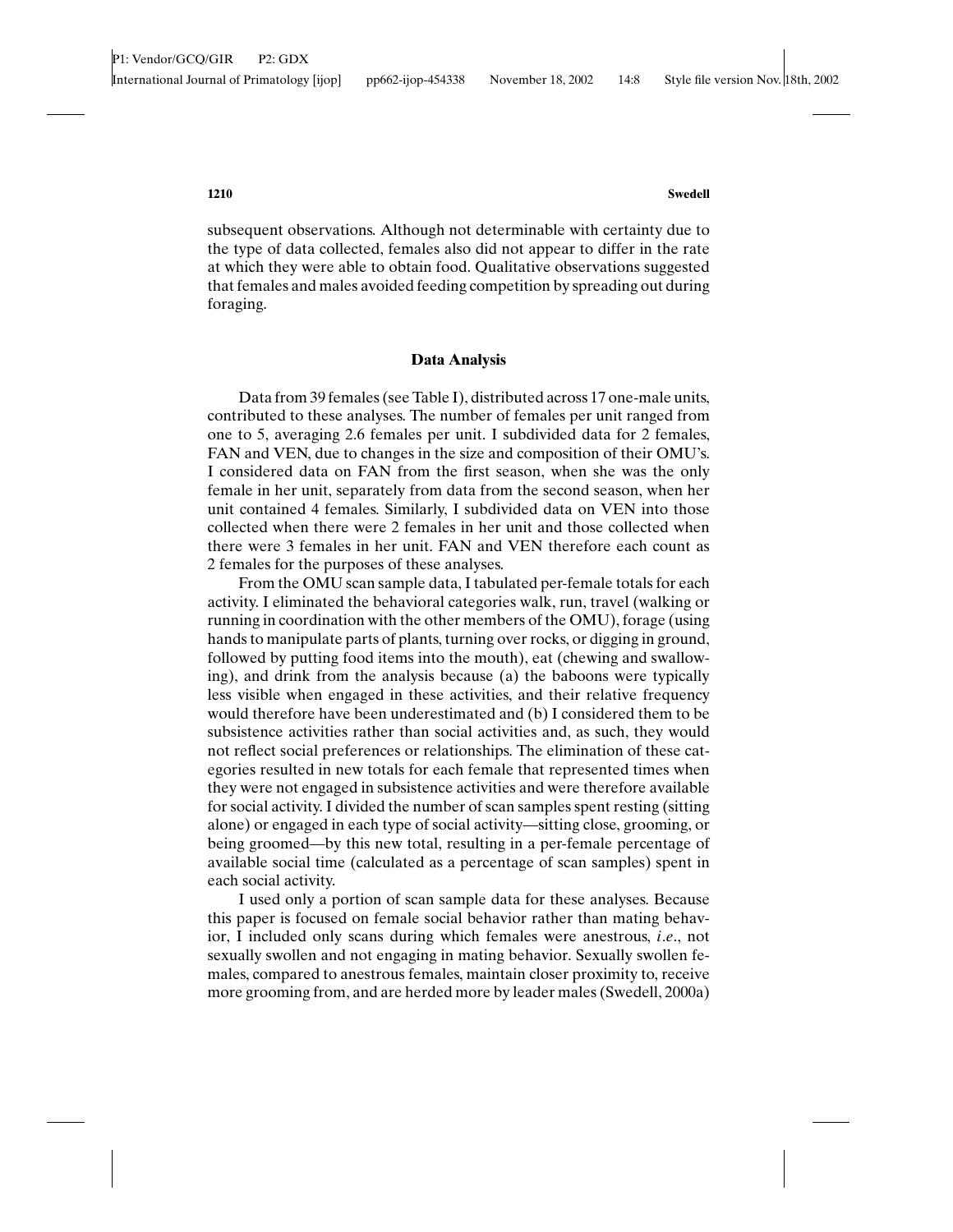subsequent observations. Although not determinable with certainty due to the type of data collected, females also did not appear to differ in the rate at which they were able to obtain food. Qualitative observations suggested that females and males avoided feeding competition by spreading out during foraging.

## Data Analysis

Data from 39 females (see Table I), distributed across 17 one-male units, contributed to these analyses. The number of females per unit ranged from one to 5, averaging 2.6 females per unit. I subdivided data for 2 females, FAN and VEN, due to changes in the size and composition of their OMU's. I considered data on FAN from the first season, when she was the only female in her unit, separately from data from the second season, when her unit contained 4 females. Similarly, I subdivided data on VEN into those collected when there were 2 females in her unit and those collected when there were 3 females in her unit. FAN and VEN therefore each count as 2 females for the purposes of these analyses.

From the OMU scan sample data, I tabulated per-female totals for each activity. I eliminated the behavioral categories walk, run, travel (walking or running in coordination with the other members of the OMU), forage (using hands to manipulate parts of plants, turning over rocks, or digging in ground, followed by putting food items into the mouth), eat (chewing and swallowing), and drink from the analysis because (a) the baboons were typically less visible when engaged in these activities, and their relative frequency would therefore have been underestimated and (b) I considered them to be subsistence activities rather than social activities and, as such, they would not reflect social preferences or relationships. The elimination of these categories resulted in new totals for each female that represented times when they were not engaged in subsistence activities and were therefore available for social activity. I divided the number of scan samples spent resting (sitting alone) or engaged in each type of social activity—sitting close, grooming, or being groomed—by this new total, resulting in a per-female percentage of available social time (calculated as a percentage of scan samples) spent in each social activity.

I used only a portion of scan sample data for these analyses. Because this paper is focused on female social behavior rather than mating behavior, I included only scans during which females were anestrous, *i.e.*, not sexually swollen and not engaging in mating behavior. Sexually swollen females, compared to anestrous females, maintain closer proximity to, receive more grooming from, and are herded more by leader males (Swedell, 2000a)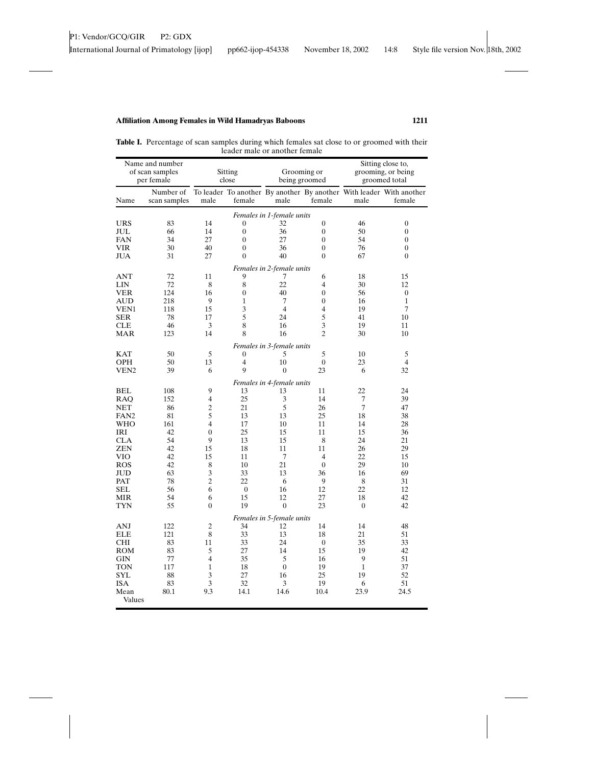**Table I.** Percentage of scan samples during which females sat close to or groomed with their leader male or another female

| Name and number of scan samples per female | | Sitting close | | Grooming or being groomed | | Sitting close to, grooming, or being groomed total | |
|---|---|---|---|---|---|---|---|
| Name | Number of scan samples | To leader male | To another female | By another male | By another female | With leader male | With another female |
| *Females in 1-female units* | | | | | | | |
| URS | 83 | 14 | 0 | 32 | 0 | 46 | 0 |
| JUL | 66 | 14 | 0 | 36 | 0 | 50 | 0 |
| FAN | 34 | 27 | 0 | 27 | 0 | 54 | 0 |
| VIR | 30 | 40 | 0 | 36 | 0 | 76 | 0 |
| JUA | 31 | 27 | 0 | 40 | 0 | 67 | 0 |
| *Females in 2-female units* | | | | | | | |
| ANT | 72 | 11 | 9 | 7 | 6 | 18 | 15 |
| LIN | 72 | 8 | 8 | 22 | 4 | 30 | 12 |
| VER | 124 | 16 | 0 | 40 | 0 | 56 | 0 |
| AUD | 218 | 9 | 1 | 7 | 0 | 16 | 1 |
| VEN1 | 118 | 15 | 3 | 4 | 4 | 19 | 7 |
| SER | 78 | 17 | 5 | 24 | 5 | 41 | 10 |
| CLE | 46 | 3 | 8 | 16 | 3 | 19 | 11 |
| MAR | 123 | 14 | 8 | 16 | 2 | 30 | 10 |
| *Females in 3-female units* | | | | | | | |
| KAT | 50 | 5 | 0 | 5 | 5 | 10 | 5 |
| OPH | 50 | 13 | 4 | 10 | 0 | 23 | 4 |
| VEN2 | 39 | 6 | 9 | 0 | 23 | 6 | 32 |
| *Females in 4-female units* | | | | | | | |
| BEL | 108 | 9 | 13 | 13 | 11 | 22 | 24 |
| RAQ | 152 | 4 | 25 | 3 | 14 | 7 | 39 |
| NET | 86 | 2 | 21 | 5 | 26 | 7 | 47 |
| FAN2 | 81 | 5 | 13 | 13 | 25 | 18 | 38 |
| WHO | 161 | 4 | 17 | 10 | 11 | 14 | 28 |
| IRI | 42 | 0 | 25 | 15 | 11 | 15 | 36 |
| CLA | 54 | 9 | 13 | 15 | 8 | 24 | 21 |
| ZEN | 42 | 15 | 18 | 11 | 11 | 26 | 29 |
| VIO | 42 | 15 | 11 | 7 | 4 | 22 | 15 |
| ROS | 42 | 8 | 10 | 21 | 0 | 29 | 10 |
| JUD | 63 | 3 | 33 | 13 | 36 | 16 | 69 |
| PAT | 78 | 2 | 22 | 6 | 9 | 8 | 31 |
| SEL | 56 | 6 | 0 | 16 | 12 | 22 | 12 |
| MIR | 54 | 6 | 15 | 12 | 27 | 18 | 42 |
| TYN | 55 | 0 | 19 | 0 | 23 | 0 | 42 |
| *Females in 5-female units* | | | | | | | |
| ANJ | 122 | 2 | 34 | 12 | 14 | 14 | 48 |
| ELE | 121 | 8 | 33 | 13 | 18 | 21 | 51 |
| CHI | 83 | 11 | 33 | 24 | 0 | 35 | 33 |
| ROM | 83 | 5 | 27 | 14 | 15 | 19 | 42 |
| GIN | 77 | 4 | 35 | 5 | 16 | 9 | 51 |
| TON | 117 | 1 | 18 | 0 | 19 | 1 | 37 |
| SYL | 88 | 3 | 27 | 16 | 25 | 19 | 52 |
| ISA | 83 | 3 | 32 | 3 | 19 | 6 | 51 |
| Mean Values | 80.1 | 9.3 | 14.1 | 14.6 | 10.4 | 23.9 | 24.5 |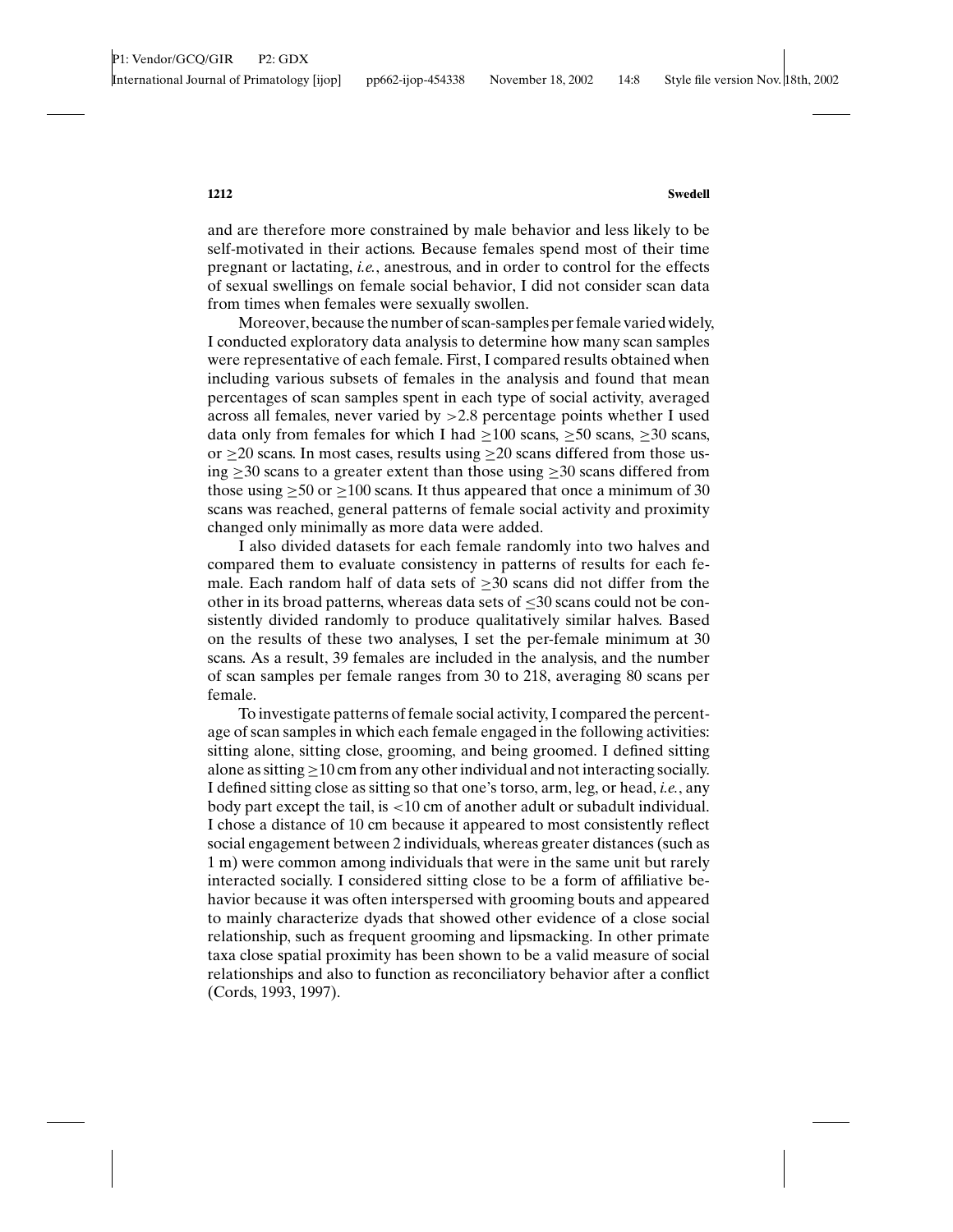and are therefore more constrained by male behavior and less likely to be self-motivated in their actions. Because females spend most of their time pregnant or lactating, *i.e.*, anestrous, and in order to control for the effects of sexual swellings on female social behavior, I did not consider scan data from times when females were sexually swollen.

Moreover, because the number of scan-samples per female varied widely, I conducted exploratory data analysis to determine how many scan samples were representative of each female. First, I compared results obtained when including various subsets of females in the analysis and found that mean percentages of scan samples spent in each type of social activity, averaged across all females, never varied by >2.8 percentage points whether I used data only from females for which I had ≥100 scans, ≥50 scans, ≥30 scans, or ≥20 scans. In most cases, results using ≥20 scans differed from those using ≥30 scans to a greater extent than those using ≥30 scans differed from those using ≥50 or ≥100 scans. It thus appeared that once a minimum of 30 scans was reached, general patterns of female social activity and proximity changed only minimally as more data were added.

I also divided datasets for each female randomly into two halves and compared them to evaluate consistency in patterns of results for each female. Each random half of data sets of ≥30 scans did not differ from the other in its broad patterns, whereas data sets of ≤30 scans could not be consistently divided randomly to produce qualitatively similar halves. Based on the results of these two analyses, I set the per-female minimum at 30 scans. As a result, 39 females are included in the analysis, and the number of scan samples per female ranges from 30 to 218, averaging 80 scans per female.

To investigate patterns of female social activity, I compared the percentage of scan samples in which each female engaged in the following activities: sitting alone, sitting close, grooming, and being groomed. I defined sitting alone as sitting ≥10 cm from any other individual and not interacting socially. I defined sitting close as sitting so that one's torso, arm, leg, or head, *i.e.*, any body part except the tail, is <10 cm of another adult or subadult individual. I chose a distance of 10 cm because it appeared to most consistently reflect social engagement between 2 individuals, whereas greater distances (such as 1 m) were common among individuals that were in the same unit but rarely interacted socially. I considered sitting close to be a form of affiliative behavior because it was often interspersed with grooming bouts and appeared to mainly characterize dyads that showed other evidence of a close social relationship, such as frequent grooming and lipsmacking. In other primate taxa close spatial proximity has been shown to be a valid measure of social relationships and also to function as reconciliatory behavior after a conflict (Cords, 1993, 1997).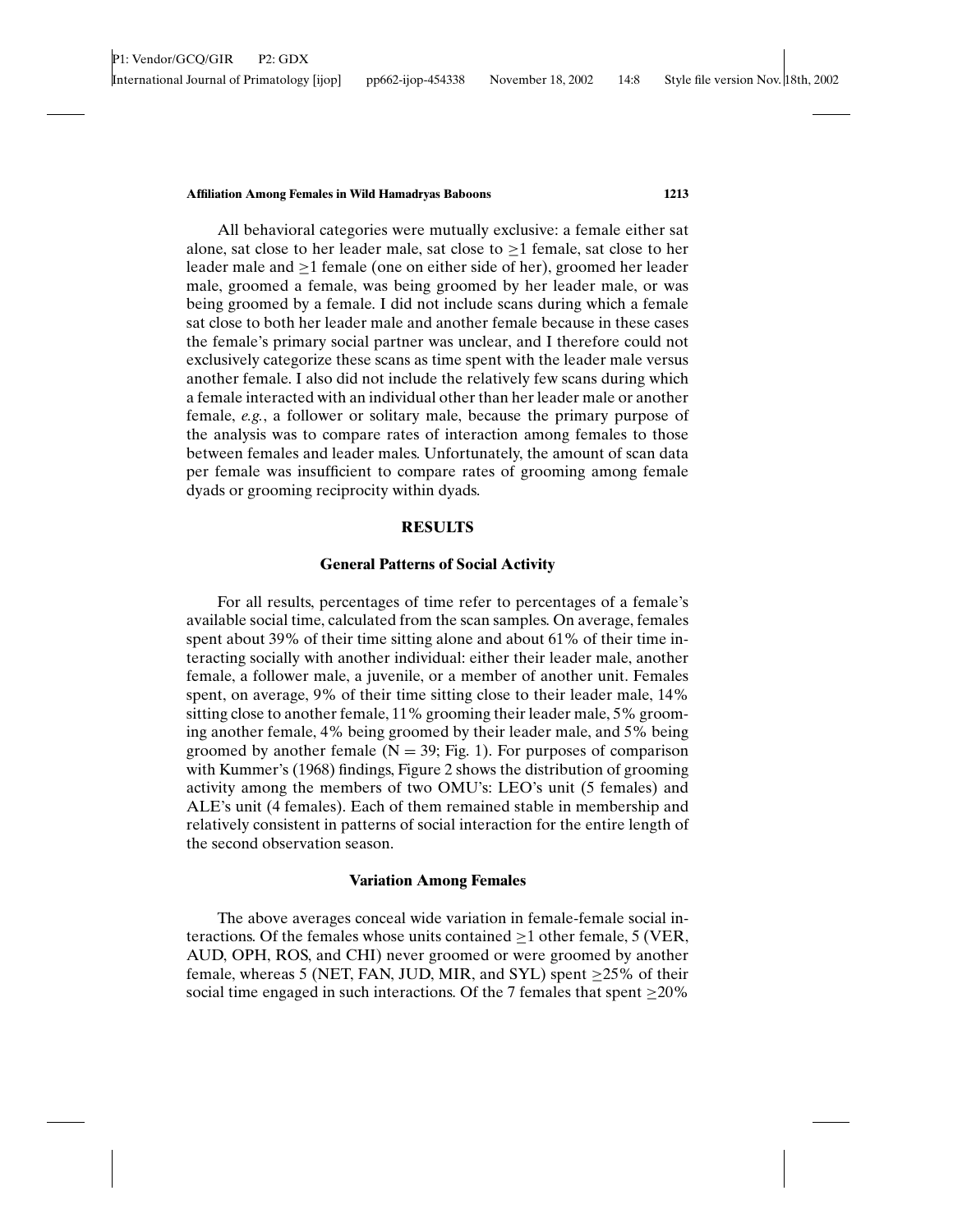All behavioral categories were mutually exclusive: a female either sat alone, sat close to her leader male, sat close to ≥1 female, sat close to her leader male and ≥1 female (one on either side of her), groomed her leader male, groomed a female, was being groomed by her leader male, or was being groomed by a female. I did not include scans during which a female sat close to both her leader male and another female because in these cases the female's primary social partner was unclear, and I therefore could not exclusively categorize these scans as time spent with the leader male versus another female. I also did not include the relatively few scans during which a female interacted with an individual other than her leader male or another female, *e.g.*, a follower or solitary male, because the primary purpose of the analysis was to compare rates of interaction among females to those between females and leader males. Unfortunately, the amount of scan data per female was insufficient to compare rates of grooming among female dyads or grooming reciprocity within dyads.

## RESULTS

### General Patterns of Social Activity

For all results, percentages of time refer to percentages of a female's available social time, calculated from the scan samples. On average, females spent about 39% of their time sitting alone and about 61% of their time interacting socially with another individual: either their leader male, another female, a follower male, a juvenile, or a member of another unit. Females spent, on average, 9% of their time sitting close to their leader male, 14% sitting close to another female, 11% grooming their leader male, 5% grooming another female, 4% being groomed by their leader male, and 5% being groomed by another female (N = 39; Fig. 1). For purposes of comparison with Kummer's (1968) findings, Figure 2 shows the distribution of grooming activity among the members of two OMU's: LEO's unit (5 females) and ALE's unit (4 females). Each of them remained stable in membership and relatively consistent in patterns of social interaction for the entire length of the second observation season.

### Variation Among Females

The above averages conceal wide variation in female-female social interactions. Of the females whose units contained ≥1 other female, 5 (VER, AUD, OPH, ROS, and CHI) never groomed or were groomed by another female, whereas 5 (NET, FAN, JUD, MIR, and SYL) spent ≥25% of their social time engaged in such interactions. Of the 7 females that spent ≥20%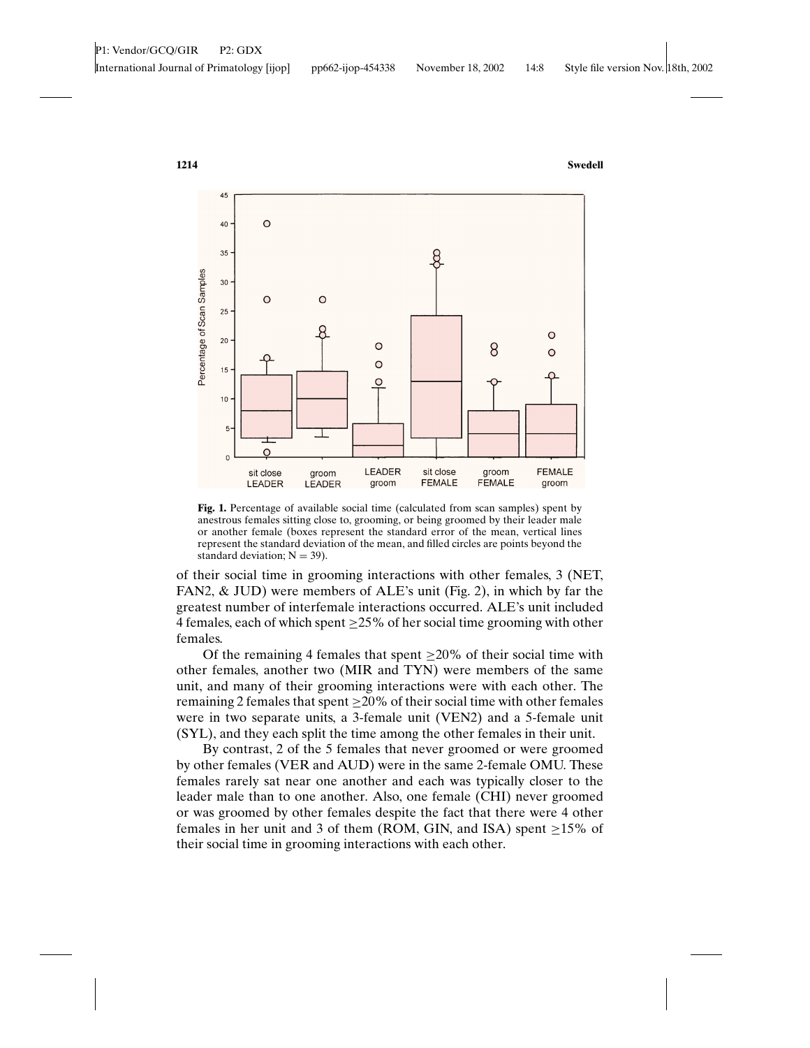**Fig. 1.** Percentage of available social time (calculated from scan samples) spent by anestrous females sitting close to, grooming, or being groomed by their leader male or another female (boxes represent the standard error of the mean, vertical lines represent the standard deviation of the mean, and filled circles are points beyond the standard deviation; $N = 39$).

of their social time in grooming interactions with other females, 3 (NET, FAN2, & JUD) were members of ALE's unit (Fig. 2), in which by far the greatest number of interfemale interactions occurred. ALE's unit included 4 females, each of which spent $\geq$25% of her social time grooming with other females.

Of the remaining 4 females that spent $\geq$20% of their social time with other females, another two (MIR and TYN) were members of the same unit, and many of their grooming interactions were with each other. The remaining 2 females that spent $\geq$20% of their social time with other females were in two separate units, a 3-female unit (VEN2) and a 5-female unit (SYL), and they each split the time among the other females in their unit.

By contrast, 2 of the 5 females that never groomed or were groomed by other females (VER and AUD) were in the same 2-female OMU. These females rarely sat near one another and each was typically closer to the leader male than to one another. Also, one female (CHI) never groomed or was groomed by other females despite the fact that there were 4 other females in her unit and 3 of them (ROM, GIN, and ISA) spent $\geq$15% of their social time in grooming interactions with each other.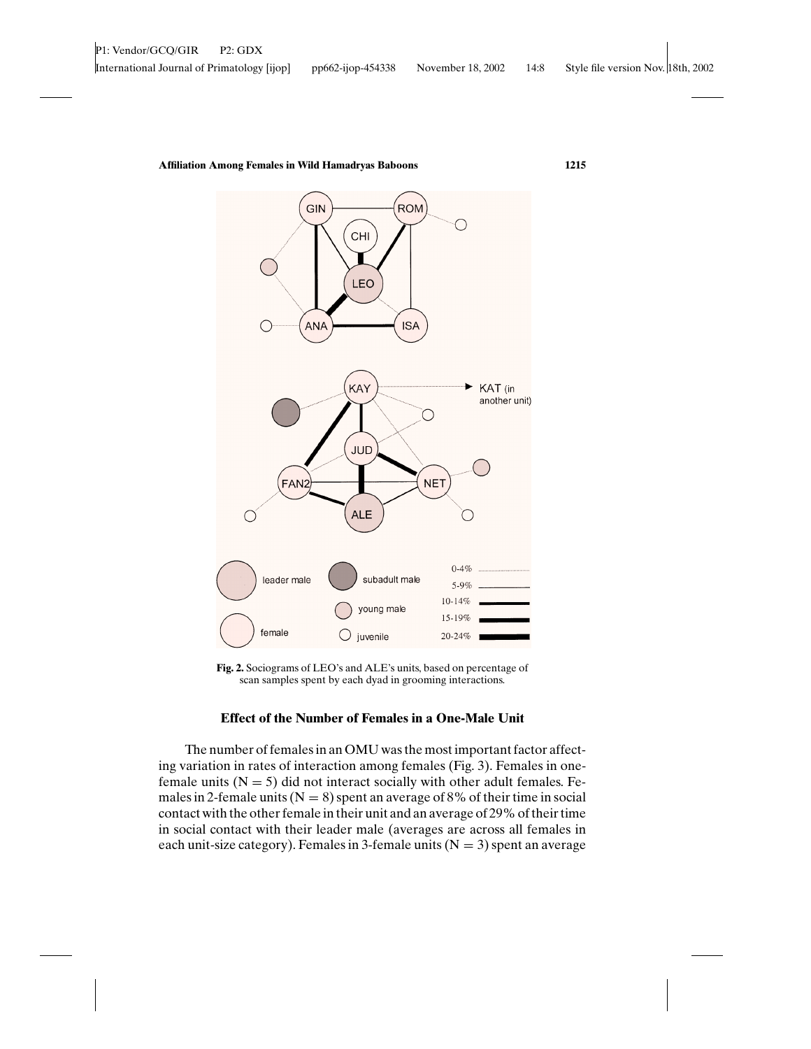**Fig. 2.** Sociograms of LEO's and ALE's units, based on percentage of scan samples spent by each dyad in grooming interactions.

### Effect of the Number of Females in a One-Male Unit

The number of females in an OMU was the most important factor affecting variation in rates of interaction among females (Fig. 3). Females in one-female units (N = 5) did not interact socially with other adult females. Females in 2-female units (N = 8) spent an average of 8% of their time in social contact with the other female in their unit and an average of 29% of their time in social contact with their leader male (averages are across all females in each unit-size category). Females in 3-female units (N = 3) spent an average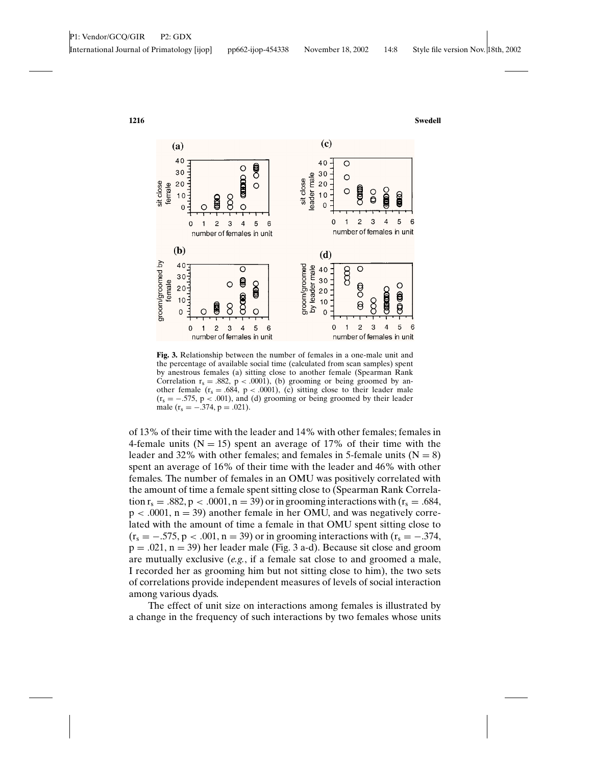**Fig. 3.** Relationship between the number of females in a one-male unit and the percentage of available social time (calculated from scan samples) spent by anestrous females (a) sitting close to another female (Spearman Rank Correlation $r_s = .882$, $p < .0001$), (b) grooming or being groomed by another female ($r_s = .684$, $p < .0001$), (c) sitting close to their leader male ($r_s = -.575$, $p < .001$), and (d) grooming or being groomed by their leader male ($r_s = -.374$, $p = .021$).

of 13% of their time with the leader and 14% with other females; females in 4-female units ($N = 15$) spent an average of 17% of their time with the leader and 32% with other females; and females in 5-female units ($N = 8$) spent an average of 16% of their time with the leader and 46% with other females. The number of females in an OMU was positively correlated with the amount of time a female spent sitting close to (Spearman Rank Correlation $r_s = .882$, $p < .0001$, $n = 39$) or in grooming interactions with ($r_s = .684$, $p < .0001$, $n = 39$) another female in her OMU, and was negatively correlated with the amount of time a female in that OMU spent sitting close to ($r_s = -.575$, $p < .001$, $n = 39$) or in grooming interactions with ($r_s = -.374$, $p = .021$, $n = 39$) her leader male (Fig. 3 a-d). Because sit close and groom are mutually exclusive (*e.g.*, if a female sat close to and groomed a male, I recorded her as grooming him but not sitting close to him), the two sets of correlations provide independent measures of levels of social interaction among various dyads.

The effect of unit size on interactions among females is illustrated by a change in the frequency of such interactions by two females whose units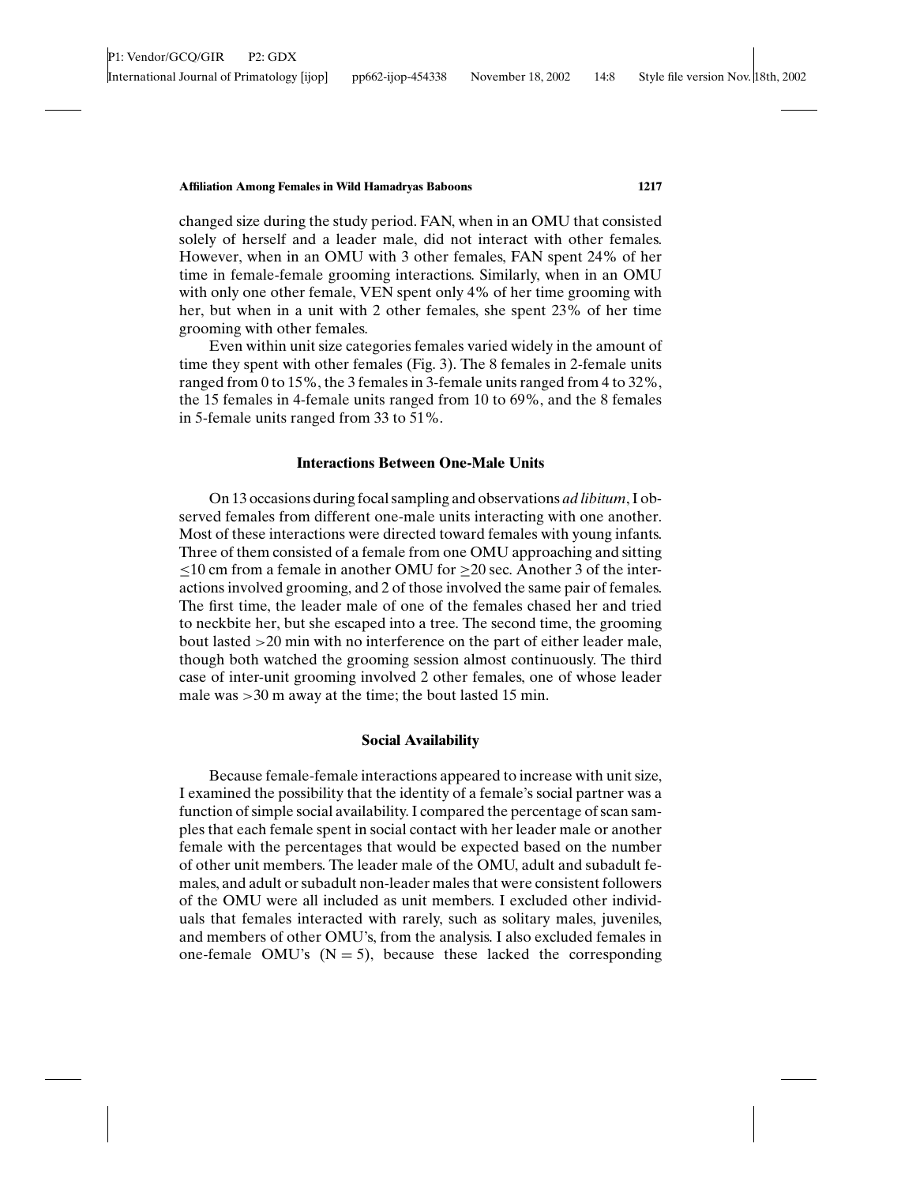changed size during the study period. FAN, when in an OMU that consisted solely of herself and a leader male, did not interact with other females. However, when in an OMU with 3 other females, FAN spent 24% of her time in female-female grooming interactions. Similarly, when in an OMU with only one other female, VEN spent only 4% of her time grooming with her, but when in a unit with 2 other females, she spent 23% of her time grooming with other females.

Even within unit size categories females varied widely in the amount of time they spent with other females (Fig. 3). The 8 females in 2-female units ranged from 0 to 15%, the 3 females in 3-female units ranged from 4 to 32%, the 15 females in 4-female units ranged from 10 to 69%, and the 8 females in 5-female units ranged from 33 to 51%.

### Interactions Between One-Male Units

On 13 occasions during focal sampling and observations *ad libitum*, I observed females from different one-male units interacting with one another. Most of these interactions were directed toward females with young infants. Three of them consisted of a female from one OMU approaching and sitting $\leq$10 cm from a female in another OMU for $\geq$20 sec. Another 3 of the interactions involved grooming, and 2 of those involved the same pair of females. The first time, the leader male of one of the females chased her and tried to neckbite her, but she escaped into a tree. The second time, the grooming bout lasted >20 min with no interference on the part of either leader male, though both watched the grooming session almost continuously. The third case of inter-unit grooming involved 2 other females, one of whose leader male was >30 m away at the time; the bout lasted 15 min.

### Social Availability

Because female-female interactions appeared to increase with unit size, I examined the possibility that the identity of a female's social partner was a function of simple social availability. I compared the percentage of scan samples that each female spent in social contact with her leader male or another female with the percentages that would be expected based on the number of other unit members. The leader male of the OMU, adult and subadult females, and adult or subadult non-leader males that were consistent followers of the OMU were all included as unit members. I excluded other individuals that females interacted with rarely, such as solitary males, juveniles, and members of other OMU's, from the analysis. I also excluded females in one-female OMU's ($N = 5$), because these lacked the corresponding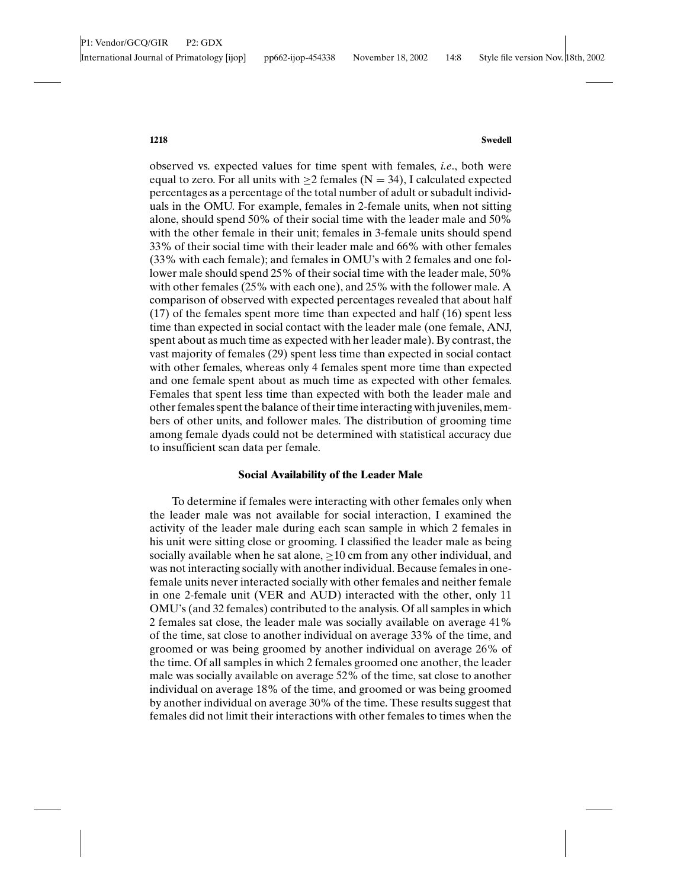observed vs. expected values for time spent with females, *i.e.*, both were equal to zero. For all units with $\geq$2 females (N = 34), I calculated expected percentages as a percentage of the total number of adult or subadult individuals in the OMU. For example, females in 2-female units, when not sitting alone, should spend 50% of their social time with the leader male and 50% with the other female in their unit; females in 3-female units should spend 33% of their social time with their leader male and 66% with other females (33% with each female); and females in OMU's with 2 females and one follower male should spend 25% of their social time with the leader male, 50% with other females (25% with each one), and 25% with the follower male. A comparison of observed with expected percentages revealed that about half (17) of the females spent more time than expected and half (16) spent less time than expected in social contact with the leader male (one female, ANJ, spent about as much time as expected with her leader male). By contrast, the vast majority of females (29) spent less time than expected in social contact with other females, whereas only 4 females spent more time than expected and one female spent about as much time as expected with other females. Females that spent less time than expected with both the leader male and other females spent the balance of their time interacting with juveniles, members of other units, and follower males. The distribution of grooming time among female dyads could not be determined with statistical accuracy due to insufficient scan data per female.

## Social Availability of the Leader Male

To determine if females were interacting with other females only when the leader male was not available for social interaction, I examined the activity of the leader male during each scan sample in which 2 females in his unit were sitting close or grooming. I classified the leader male as being socially available when he sat alone, $\geq$10 cm from any other individual, and was not interacting socially with another individual. Because females in one-female units never interacted socially with other females and neither female in one 2-female unit (VER and AUD) interacted with the other, only 11 OMU's (and 32 females) contributed to the analysis. Of all samples in which 2 females sat close, the leader male was socially available on average 41% of the time, sat close to another individual on average 33% of the time, and groomed or was being groomed by another individual on average 26% of the time. Of all samples in which 2 females groomed one another, the leader male was socially available on average 52% of the time, sat close to another individual on average 18% of the time, and groomed or was being groomed by another individual on average 30% of the time. These results suggest that females did not limit their interactions with other females to times when the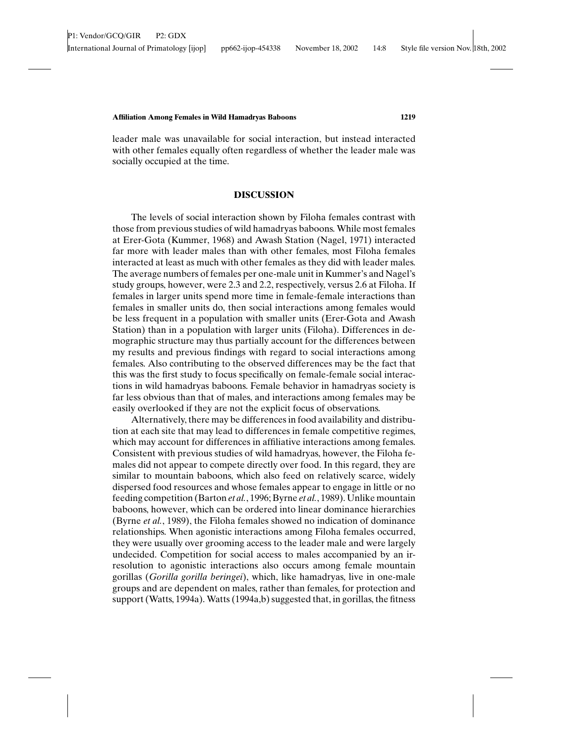leader male was unavailable for social interaction, but instead interacted with other females equally often regardless of whether the leader male was socially occupied at the time.

## DISCUSSION

The levels of social interaction shown by Filoha females contrast with those from previous studies of wild hamadryas baboons. While most females at Erer-Gota (Kummer, 1968) and Awash Station (Nagel, 1971) interacted far more with leader males than with other females, most Filoha females interacted at least as much with other females as they did with leader males. The average numbers of females per one-male unit in Kummer's and Nagel's study groups, however, were 2.3 and 2.2, respectively, versus 2.6 at Filoha. If females in larger units spend more time in female-female interactions than females in smaller units do, then social interactions among females would be less frequent in a population with smaller units (Erer-Gota and Awash Station) than in a population with larger units (Filoha). Differences in demographic structure may thus partially account for the differences between my results and previous findings with regard to social interactions among females. Also contributing to the observed differences may be the fact that this was the first study to focus specifically on female-female social interactions in wild hamadryas baboons. Female behavior in hamadryas society is far less obvious than that of males, and interactions among females may be easily overlooked if they are not the explicit focus of observations.

Alternatively, there may be differences in food availability and distribution at each site that may lead to differences in female competitive regimes, which may account for differences in affiliative interactions among females. Consistent with previous studies of wild hamadryas, however, the Filoha females did not appear to compete directly over food. In this regard, they are similar to mountain baboons, which also feed on relatively scarce, widely dispersed food resources and whose females appear to engage in little or no feeding competition (Barton *et al.*, 1996; Byrne *et al.*, 1989). Unlike mountain baboons, however, which can be ordered into linear dominance hierarchies (Byrne *et al.*, 1989), the Filoha females showed no indication of dominance relationships. When agonistic interactions among Filoha females occurred, they were usually over grooming access to the leader male and were largely undecided. Competition for social access to males accompanied by an irresolution to agonistic interactions also occurs among female mountain gorillas (*Gorilla gorilla beringei*), which, like hamadryas, live in one-male groups and are dependent on males, rather than females, for protection and support (Watts, 1994a). Watts (1994a,b) suggested that, in gorillas, the fitness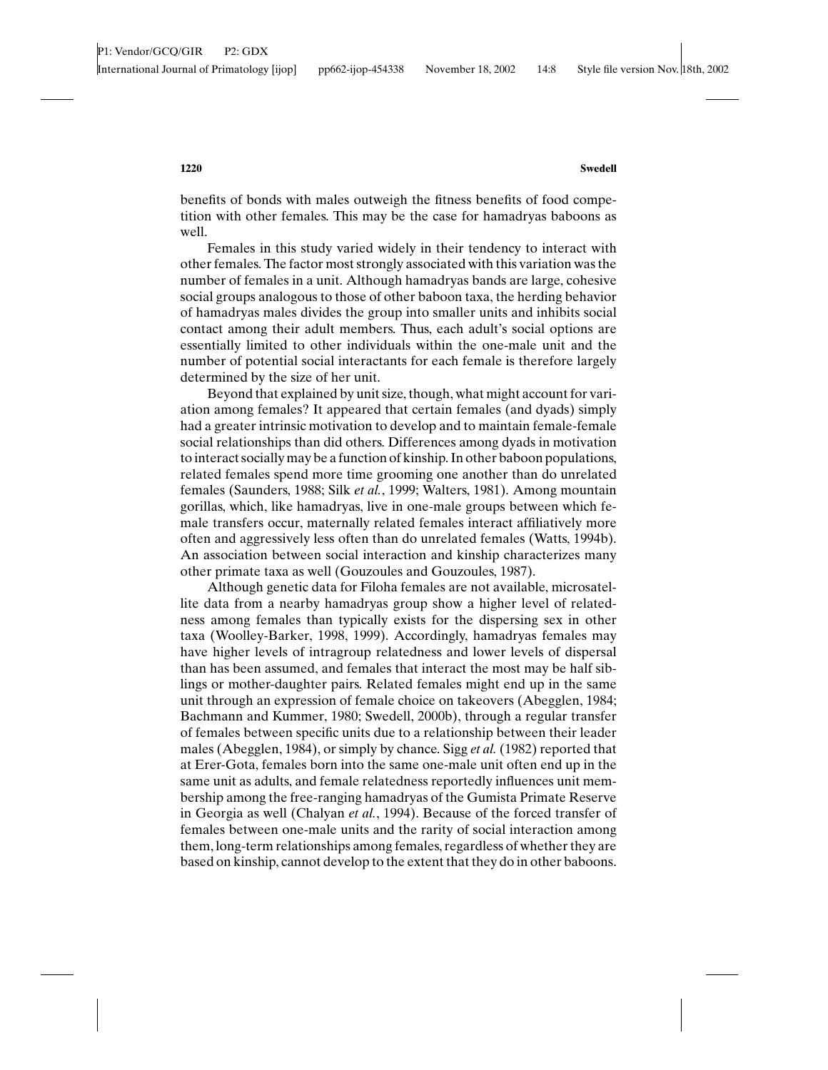benefits of bonds with males outweigh the fitness benefits of food competition with other females. This may be the case for hamadryas baboons as well.

Females in this study varied widely in their tendency to interact with other females. The factor most strongly associated with this variation was the number of females in a unit. Although hamadryas bands are large, cohesive social groups analogous to those of other baboon taxa, the herding behavior of hamadryas males divides the group into smaller units and inhibits social contact among their adult members. Thus, each adult's social options are essentially limited to other individuals within the one-male unit and the number of potential social interactants for each female is therefore largely determined by the size of her unit.

Beyond that explained by unit size, though, what might account for variation among females? It appeared that certain females (and dyads) simply had a greater intrinsic motivation to develop and to maintain female-female social relationships than did others. Differences among dyads in motivation to interact socially may be a function of kinship. In other baboon populations, related females spend more time grooming one another than do unrelated females (Saunders, 1988; Silk *et al.*, 1999; Walters, 1981). Among mountain gorillas, which, like hamadryas, live in one-male groups between which female transfers occur, maternally related females interact affiliatively more often and aggressively less often than do unrelated females (Watts, 1994b). An association between social interaction and kinship characterizes many other primate taxa as well (Gouzoules and Gouzoules, 1987).

Although genetic data for Filoha females are not available, microsatellite data from a nearby hamadryas group show a higher level of relatedness among females than typically exists for the dispersing sex in other taxa (Woolley-Barker, 1998, 1999). Accordingly, hamadryas females may have higher levels of intragroup relatedness and lower levels of dispersal than has been assumed, and females that interact the most may be half siblings or mother-daughter pairs. Related females might end up in the same unit through an expression of female choice on takeovers (Abegglen, 1984; Bachmann and Kummer, 1980; Swedell, 2000b), through a regular transfer of females between specific units due to a relationship between their leader males (Abegglen, 1984), or simply by chance. Sigg *et al.* (1982) reported that at Erer-Gota, females born into the same one-male unit often end up in the same unit as adults, and female relatedness reportedly influences unit membership among the free-ranging hamadryas of the Gumista Primate Reserve in Georgia as well (Chalyan *et al.*, 1994). Because of the forced transfer of females between one-male units and the rarity of social interaction among them, long-term relationships among females, regardless of whether they are based on kinship, cannot develop to the extent that they do in other baboons.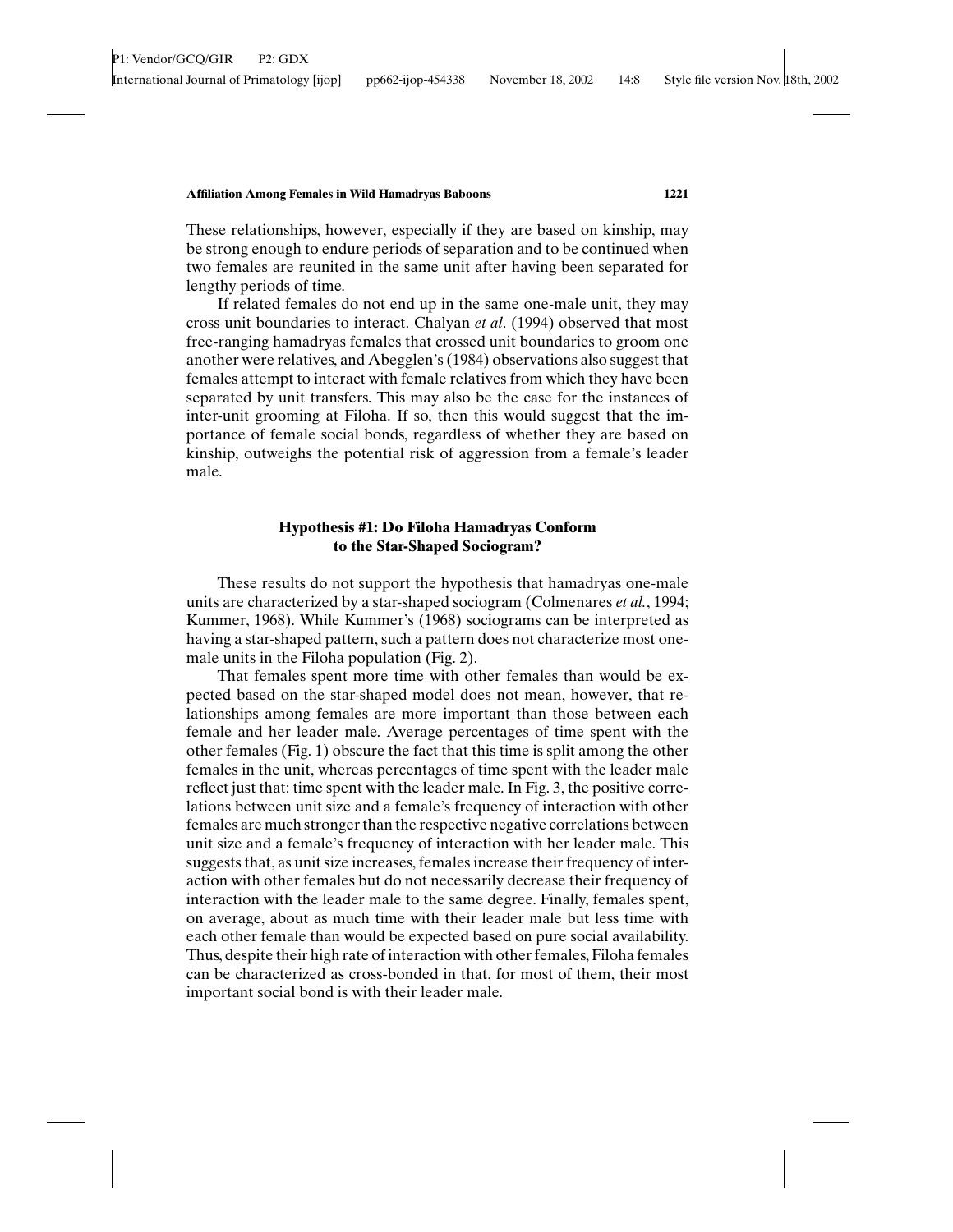These relationships, however, especially if they are based on kinship, may be strong enough to endure periods of separation and to be continued when two females are reunited in the same unit after having been separated for lengthy periods of time.

If related females do not end up in the same one-male unit, they may cross unit boundaries to interact. Chalyan *et al*. (1994) observed that most free-ranging hamadryas females that crossed unit boundaries to groom one another were relatives, and Abegglen's (1984) observations also suggest that females attempt to interact with female relatives from which they have been separated by unit transfers. This may also be the case for the instances of inter-unit grooming at Filoha. If so, then this would suggest that the importance of female social bonds, regardless of whether they are based on kinship, outweighs the potential risk of aggression from a female's leader male.

### Hypothesis #1: Do Filoha Hamadryas Conform to the Star-Shaped Sociogram?

These results do not support the hypothesis that hamadryas one-male units are characterized by a star-shaped sociogram (Colmenares *et al.*, 1994; Kummer, 1968). While Kummer's (1968) sociograms can be interpreted as having a star-shaped pattern, such a pattern does not characterize most one-male units in the Filoha population (Fig. 2).

That females spent more time with other females than would be expected based on the star-shaped model does not mean, however, that relationships among females are more important than those between each female and her leader male. Average percentages of time spent with the other females (Fig. 1) obscure the fact that this time is split among the other females in the unit, whereas percentages of time spent with the leader male reflect just that: time spent with the leader male. In Fig. 3, the positive correlations between unit size and a female's frequency of interaction with other females are much stronger than the respective negative correlations between unit size and a female's frequency of interaction with her leader male. This suggests that, as unit size increases, females increase their frequency of interaction with other females but do not necessarily decrease their frequency of interaction with the leader male to the same degree. Finally, females spent, on average, about as much time with their leader male but less time with each other female than would be expected based on pure social availability. Thus, despite their high rate of interaction with other females, Filoha females can be characterized as cross-bonded in that, for most of them, their most important social bond is with their leader male.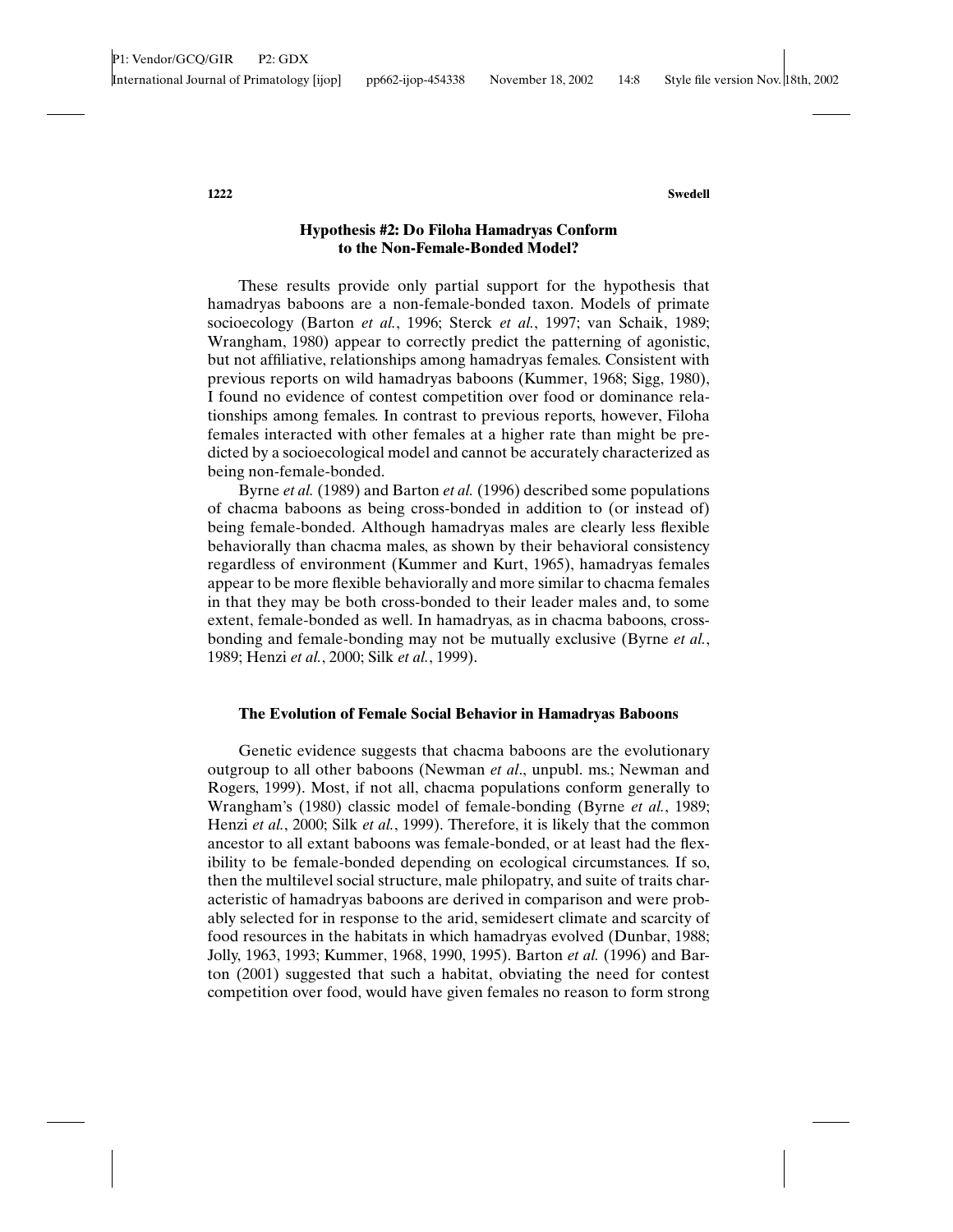### Hypothesis #2: Do Filoha Hamadryas Conform to the Non-Female-Bonded Model?

These results provide only partial support for the hypothesis that hamadryas baboons are a non-female-bonded taxon. Models of primate socioecology (Barton *et al.*, 1996; Sterck *et al.*, 1997; van Schaik, 1989; Wrangham, 1980) appear to correctly predict the patterning of agonistic, but not affiliative, relationships among hamadryas females. Consistent with previous reports on wild hamadryas baboons (Kummer, 1968; Sigg, 1980), I found no evidence of contest competition over food or dominance relationships among females. In contrast to previous reports, however, Filoha females interacted with other females at a higher rate than might be predicted by a socioecological model and cannot be accurately characterized as being non-female-bonded.

Byrne *et al.* (1989) and Barton *et al.* (1996) described some populations of chacma baboons as being cross-bonded in addition to (or instead of) being female-bonded. Although hamadryas males are clearly less flexible behaviorally than chacma males, as shown by their behavioral consistency regardless of environment (Kummer and Kurt, 1965), hamadryas females appear to be more flexible behaviorally and more similar to chacma females in that they may be both cross-bonded to their leader males and, to some extent, female-bonded as well. In hamadryas, as in chacma baboons, cross-bonding and female-bonding may not be mutually exclusive (Byrne *et al.*, 1989; Henzi *et al.*, 2000; Silk *et al.*, 1999).

### The Evolution of Female Social Behavior in Hamadryas Baboons

Genetic evidence suggests that chacma baboons are the evolutionary outgroup to all other baboons (Newman *et al*., unpubl. ms.; Newman and Rogers, 1999). Most, if not all, chacma populations conform generally to Wrangham's (1980) classic model of female-bonding (Byrne *et al.*, 1989; Henzi *et al.*, 2000; Silk *et al.*, 1999). Therefore, it is likely that the common ancestor to all extant baboons was female-bonded, or at least had the flexibility to be female-bonded depending on ecological circumstances. If so, then the multilevel social structure, male philopatry, and suite of traits characteristic of hamadryas baboons are derived in comparison and were probably selected for in response to the arid, semidesert climate and scarcity of food resources in the habitats in which hamadryas evolved (Dunbar, 1988; Jolly, 1963, 1993; Kummer, 1968, 1990, 1995). Barton *et al.* (1996) and Barton (2001) suggested that such a habitat, obviating the need for contest competition over food, would have given females no reason to form strong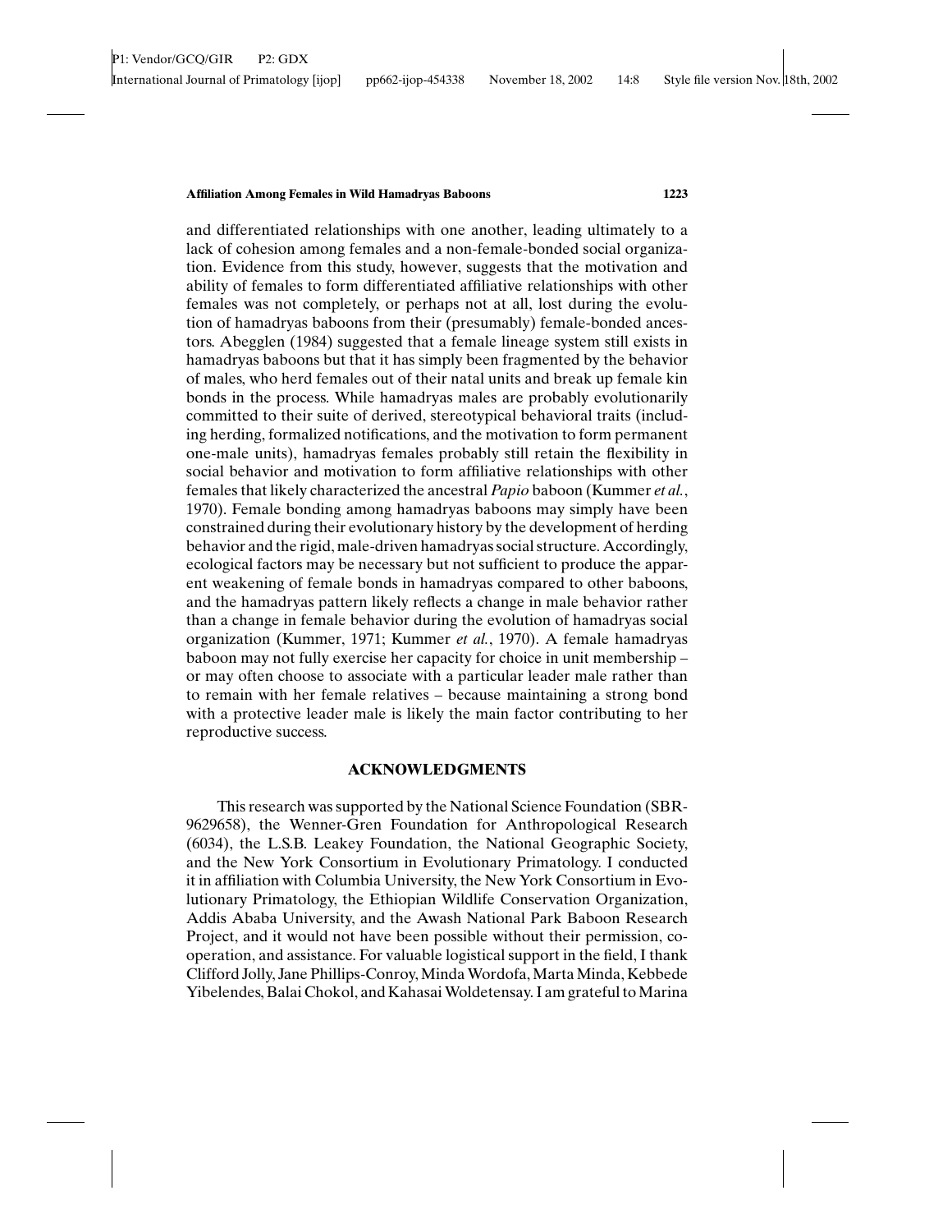and differentiated relationships with one another, leading ultimately to a lack of cohesion among females and a non-female-bonded social organization. Evidence from this study, however, suggests that the motivation and ability of females to form differentiated affiliative relationships with other females was not completely, or perhaps not at all, lost during the evolution of hamadryas baboons from their (presumably) female-bonded ancestors. Abegglen (1984) suggested that a female lineage system still exists in hamadryas baboons but that it has simply been fragmented by the behavior of males, who herd females out of their natal units and break up female kin bonds in the process. While hamadryas males are probably evolutionarily committed to their suite of derived, stereotypical behavioral traits (including herding, formalized notifications, and the motivation to form permanent one-male units), hamadryas females probably still retain the flexibility in social behavior and motivation to form affiliative relationships with other females that likely characterized the ancestral *Papio* baboon (Kummer *et al.*, 1970). Female bonding among hamadryas baboons may simply have been constrained during their evolutionary history by the development of herding behavior and the rigid, male-driven hamadryas social structure. Accordingly, ecological factors may be necessary but not sufficient to produce the apparent weakening of female bonds in hamadryas compared to other baboons, and the hamadryas pattern likely reflects a change in male behavior rather than a change in female behavior during the evolution of hamadryas social organization (Kummer, 1971; Kummer *et al.*, 1970). A female hamadryas baboon may not fully exercise her capacity for choice in unit membership – or may often choose to associate with a particular leader male rather than to remain with her female relatives – because maintaining a strong bond with a protective leader male is likely the main factor contributing to her reproductive success.

## ACKNOWLEDGMENTS

This research was supported by the National Science Foundation (SBR-9629658), the Wenner-Gren Foundation for Anthropological Research (6034), the L.S.B. Leakey Foundation, the National Geographic Society, and the New York Consortium in Evolutionary Primatology. I conducted it in affiliation with Columbia University, the New York Consortium in Evolutionary Primatology, the Ethiopian Wildlife Conservation Organization, Addis Ababa University, and the Awash National Park Baboon Research Project, and it would not have been possible without their permission, cooperation, and assistance. For valuable logistical support in the field, I thank Clifford Jolly, Jane Phillips-Conroy, Minda Wordofa, Marta Minda, Kebbede Yibelendes, Balai Chokol, and Kahasai Woldetensay. I am grateful to Marina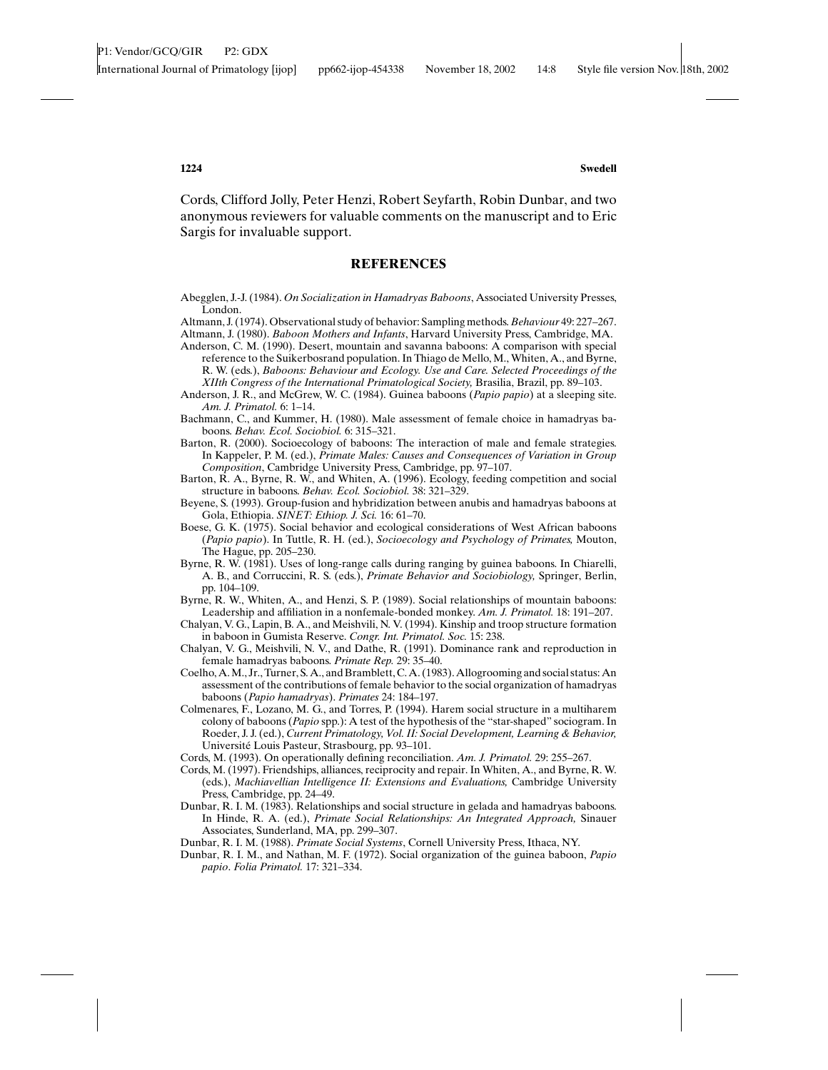Cords, Clifford Jolly, Peter Henzi, Robert Seyfarth, Robin Dunbar, and two anonymous reviewers for valuable comments on the manuscript and to Eric Sargis for invaluable support.

## REFERENCES

Abegglen, J.-J. (1984). *On Socialization in Hamadryas Baboons*, Associated University Presses, London.

Altmann, J. (1974). Observational study of behavior: Sampling methods. *Behaviour* 49: 227–267.

Altmann, J. (1980). *Baboon Mothers and Infants*, Harvard University Press, Cambridge, MA.

Anderson, C. M. (1990). Desert, mountain and savanna baboons: A comparison with special reference to the Suikerbosrand population. In Thiago de Mello, M., Whiten, A., and Byrne, R. W. (eds.), *Baboons: Behaviour and Ecology. Use and Care. Selected Proceedings of the XIIth Congress of the International Primatological Society,* Brasilia, Brazil, pp. 89–103.

Anderson, J. R., and McGrew, W. C. (1984). Guinea baboons (*Papio papio*) at a sleeping site. *Am. J. Primatol.* 6: 1–14.

Bachmann, C., and Kummer, H. (1980). Male assessment of female choice in hamadryas baboons. *Behav. Ecol. Sociobiol.* 6: 315–321.

Barton, R. (2000). Socioecology of baboons: The interaction of male and female strategies. In Kappeler, P. M. (ed.), *Primate Males: Causes and Consequences of Variation in Group Composition*, Cambridge University Press, Cambridge, pp. 97–107.

Barton, R. A., Byrne, R. W., and Whiten, A. (1996). Ecology, feeding competition and social structure in baboons. *Behav. Ecol. Sociobiol.* 38: 321–329.

Beyene, S. (1993). Group-fusion and hybridization between anubis and hamadryas baboons at Gola, Ethiopia. *SINET: Ethiop. J. Sci.* 16: 61–70.

Boese, G. K. (1975). Social behavior and ecological considerations of West African baboons (*Papio papio*). In Tuttle, R. H. (ed.), *Socioecology and Psychology of Primates,* Mouton, The Hague, pp. 205–230.

Byrne, R. W. (1981). Uses of long-range calls during ranging by guinea baboons. In Chiarelli, A. B., and Corruccini, R. S. (eds.), *Primate Behavior and Sociobiology,* Springer, Berlin, pp. 104–109.

Byrne, R. W., Whiten, A., and Henzi, S. P. (1989). Social relationships of mountain baboons: Leadership and affiliation in a nonfemale-bonded monkey. *Am. J. Primatol.* 18: 191–207.

Chalyan, V. G., Lapin, B. A., and Meishvili, N. V. (1994). Kinship and troop structure formation in baboon in Gumista Reserve. *Congr. Int. Primatol. Soc.* 15: 238.

Chalyan, V. G., Meishvili, N. V., and Dathe, R. (1991). Dominance rank and reproduction in female hamadryas baboons. *Primate Rep.* 29: 35–40.

Coelho, A. M., Jr., Turner, S. A., and Bramblett, C. A. (1983). Allogrooming and social status: An assessment of the contributions of female behavior to the social organization of hamadryas baboons (*Papio hamadryas*). *Primates* 24: 184–197.

Colmenares, F., Lozano, M. G., and Torres, P. (1994). Harem social structure in a multiharem colony of baboons (*Papio* spp.): A test of the hypothesis of the "star-shaped" sociogram. In Roeder, J. J. (ed.), *Current Primatology, Vol. II: Social Development, Learning & Behavior,* Université Louis Pasteur, Strasbourg, pp. 93–101.

Cords, M. (1993). On operationally defining reconciliation. *Am. J. Primatol.* 29: 255–267.

Cords, M. (1997). Friendships, alliances, reciprocity and repair. In Whiten, A., and Byrne, R. W. (eds.), *Machiavellian Intelligence II: Extensions and Evaluations,* Cambridge University Press, Cambridge, pp. 24–49.

Dunbar, R. I. M. (1983). Relationships and social structure in gelada and hamadryas baboons. In Hinde, R. A. (ed.), *Primate Social Relationships: An Integrated Approach,* Sinauer Associates, Sunderland, MA, pp. 299–307.

Dunbar, R. I. M. (1988). *Primate Social Systems*, Cornell University Press, Ithaca, NY.

Dunbar, R. I. M., and Nathan, M. F. (1972). Social organization of the guinea baboon, *Papio papio*. *Folia Primatol.* 17: 321–334.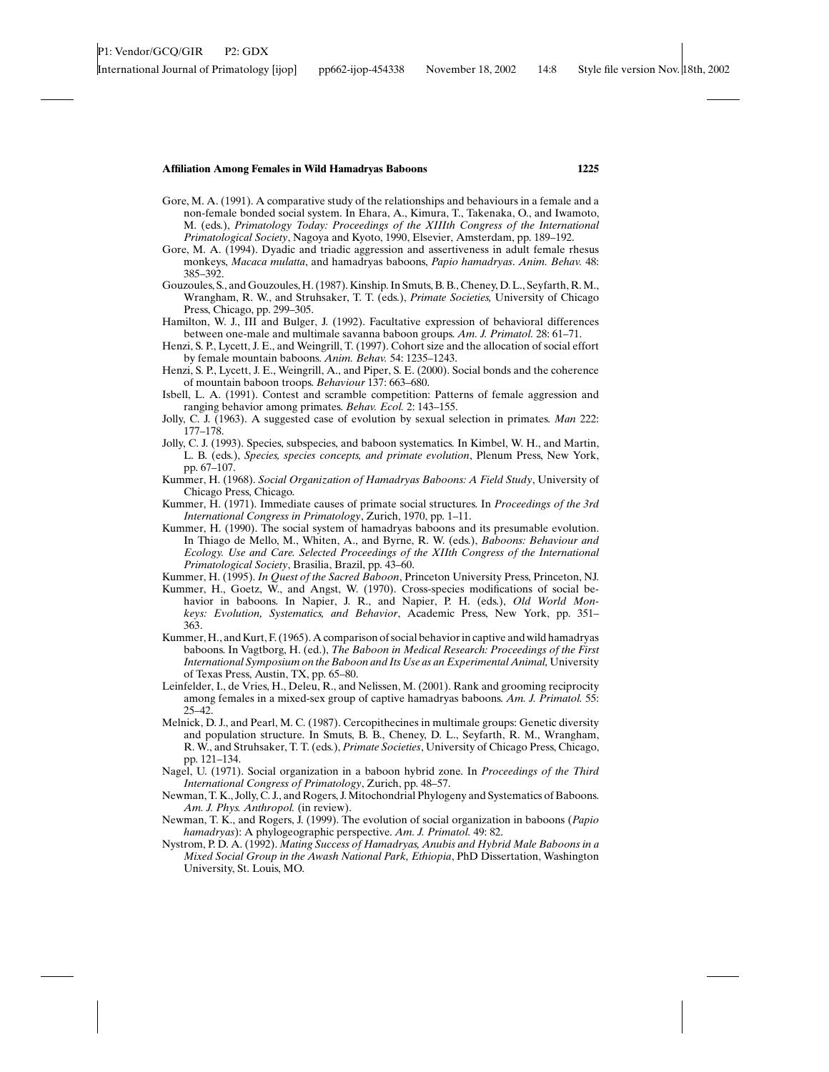Gore, M. A. (1991). A comparative study of the relationships and behaviours in a female and a non-female bonded social system. In Ehara, A., Kimura, T., Takenaka, O., and Iwamoto, M. (eds.), *Primatology Today: Proceedings of the XIIIth Congress of the International Primatological Society*, Nagoya and Kyoto, 1990, Elsevier, Amsterdam, pp. 189–192.

Gore, M. A. (1994). Dyadic and triadic aggression and assertiveness in adult female rhesus monkeys, *Macaca mulatta*, and hamadryas baboons, *Papio hamadryas*. *Anim. Behav.* 48: 385–392.

Gouzoules, S., and Gouzoules, H. (1987). Kinship. In Smuts, B. B., Cheney, D. L., Seyfarth, R. M., Wrangham, R. W., and Struhsaker, T. T. (eds.), *Primate Societies,* University of Chicago Press, Chicago, pp. 299–305.

Hamilton, W. J., III and Bulger, J. (1992). Facultative expression of behavioral differences between one-male and multimale savanna baboon groups. *Am. J. Primatol.* 28: 61–71.

Henzi, S. P., Lycett, J. E., and Weingrill, T. (1997). Cohort size and the allocation of social effort by female mountain baboons. *Anim. Behav.* 54: 1235–1243.

Henzi, S. P., Lycett, J. E., Weingrill, A., and Piper, S. E. (2000). Social bonds and the coherence of mountain baboon troops. *Behaviour* 137: 663–680.

Isbell, L. A. (1991). Contest and scramble competition: Patterns of female aggression and ranging behavior among primates. *Behav. Ecol.* 2: 143–155.

Jolly, C. J. (1963). A suggested case of evolution by sexual selection in primates. *Man* 222: 177–178.

Jolly, C. J. (1993). Species, subspecies, and baboon systematics. In Kimbel, W. H., and Martin, L. B. (eds.), *Species, species concepts, and primate evolution*, Plenum Press, New York, pp. 67–107.

Kummer, H. (1968). *Social Organization of Hamadryas Baboons: A Field Study*, University of Chicago Press, Chicago.

Kummer, H. (1971). Immediate causes of primate social structures. In *Proceedings of the 3rd International Congress in Primatology*, Zurich, 1970, pp. 1–11.

Kummer, H. (1990). The social system of hamadryas baboons and its presumable evolution. In Thiago de Mello, M., Whiten, A., and Byrne, R. W. (eds.), *Baboons: Behaviour and Ecology. Use and Care. Selected Proceedings of the XIIth Congress of the International Primatological Society*, Brasilia, Brazil, pp. 43–60.

Kummer, H. (1995). *In Quest of the Sacred Baboon*, Princeton University Press, Princeton, NJ.

Kummer, H., Goetz, W., and Angst, W. (1970). Cross-species modifications of social behavior in baboons. In Napier, J. R., and Napier, P. H. (eds.), *Old World Monkeys: Evolution, Systematics, and Behavior*, Academic Press, New York, pp. 351–363.

Kummer, H., and Kurt, F. (1965). A comparison of social behavior in captive and wild hamadryas baboons. In Vagtborg, H. (ed.), *The Baboon in Medical Research: Proceedings of the First International Symposium on the Baboon and Its Use as an Experimental Animal,* University of Texas Press, Austin, TX, pp. 65–80.

Leinfelder, I., de Vries, H., Deleu, R., and Nelissen, M. (2001). Rank and grooming reciprocity among females in a mixed-sex group of captive hamadryas baboons. *Am. J. Primatol.* 55: 25–42.

Melnick, D. J., and Pearl, M. C. (1987). Cercopithecines in multimale groups: Genetic diversity and population structure. In Smuts, B. B., Cheney, D. L., Seyfarth, R. M., Wrangham, R. W., and Struhsaker, T. T. (eds.), *Primate Societies*, University of Chicago Press, Chicago, pp. 121–134.

Nagel, U. (1971). Social organization in a baboon hybrid zone. In *Proceedings of the Third International Congress of Primatology*, Zurich, pp. 48–57.

Newman, T. K., Jolly, C. J., and Rogers, J. Mitochondrial Phylogeny and Systematics of Baboons. *Am. J. Phys. Anthropol.* (in review).

Newman, T. K., and Rogers, J. (1999). The evolution of social organization in baboons (*Papio hamadryas*): A phylogeographic perspective. *Am. J. Primatol.* 49: 82.

Nystrom, P. D. A. (1992). *Mating Success of Hamadryas, Anubis and Hybrid Male Baboons in a Mixed Social Group in the Awash National Park, Ethiopia*, PhD Dissertation, Washington University, St. Louis, MO.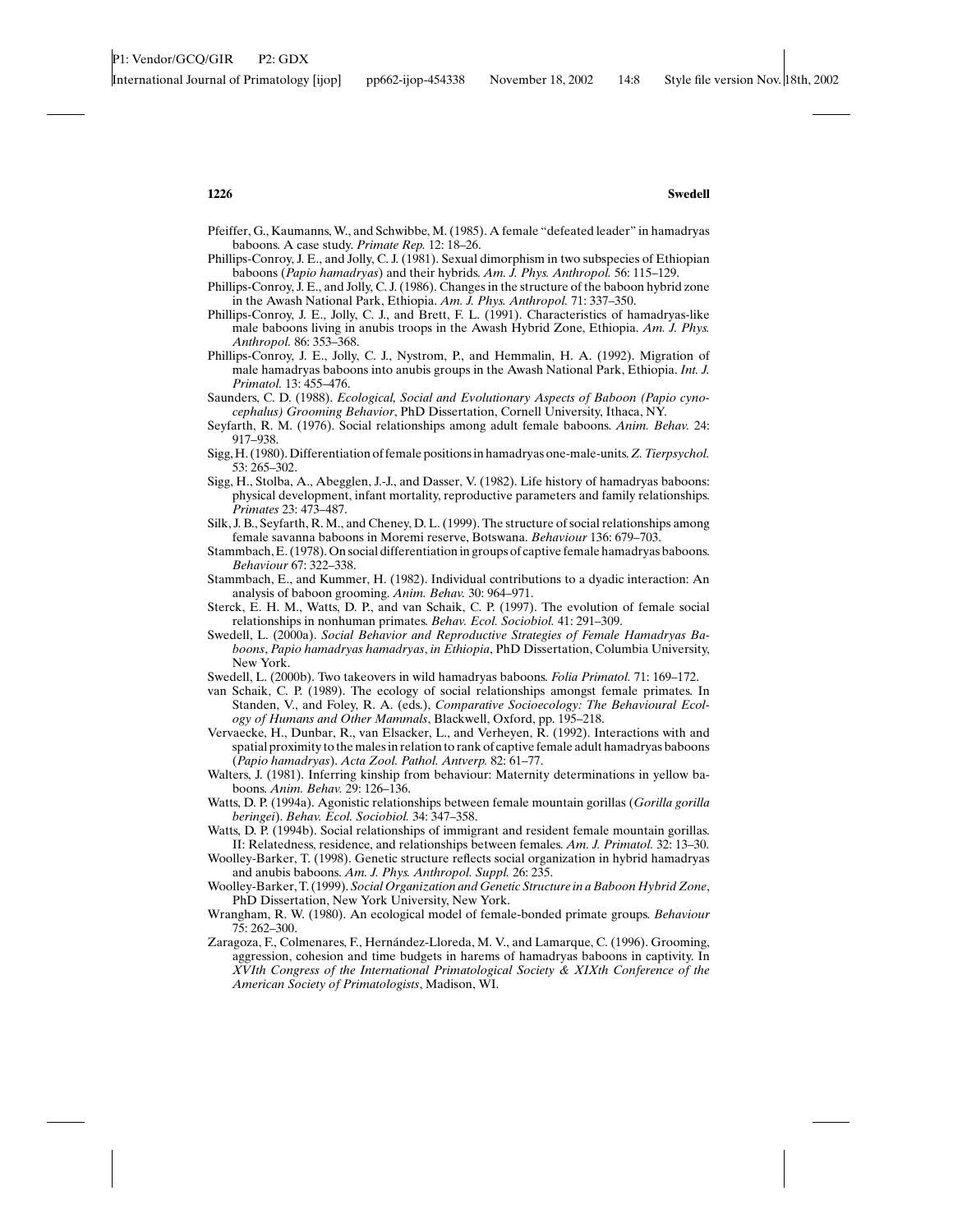Pfeiffer, G., Kaumanns, W., and Schwibbe, M. (1985). A female "defeated leader" in hamadryas baboons. A case study. *Primate Rep.* 12: 18–26.

Phillips-Conroy, J. E., and Jolly, C. J. (1981). Sexual dimorphism in two subspecies of Ethiopian baboons (*Papio hamadryas*) and their hybrids. *Am. J. Phys. Anthropol.* 56: 115–129.

Phillips-Conroy, J. E., and Jolly, C. J. (1986). Changes in the structure of the baboon hybrid zone in the Awash National Park, Ethiopia. *Am. J. Phys. Anthropol.* 71: 337–350.

Phillips-Conroy, J. E., Jolly, C. J., and Brett, F. L. (1991). Characteristics of hamadryas-like male baboons living in anubis troops in the Awash Hybrid Zone, Ethiopia. *Am. J. Phys. Anthropol.* 86: 353–368.

Phillips-Conroy, J. E., Jolly, C. J., Nystrom, P., and Hemmalin, H. A. (1992). Migration of male hamadryas baboons into anubis groups in the Awash National Park, Ethiopia. *Int. J. Primatol.* 13: 455–476.

Saunders, C. D. (1988). *Ecological, Social and Evolutionary Aspects of Baboon (Papio cynocephalus) Grooming Behavior*, PhD Dissertation, Cornell University, Ithaca, NY.

Seyfarth, R. M. (1976). Social relationships among adult female baboons. *Anim. Behav.* 24: 917–938.

Sigg, H. (1980). Differentiation of female positions in hamadryas one-male-units. *Z. Tierpsychol.* 53: 265–302.

Sigg, H., Stolba, A., Abegglen, J.-J., and Dasser, V. (1982). Life history of hamadryas baboons: physical development, infant mortality, reproductive parameters and family relationships. *Primates* 23: 473–487.

Silk, J. B., Seyfarth, R. M., and Cheney, D. L. (1999). The structure of social relationships among female savanna baboons in Moremi reserve, Botswana. *Behaviour* 136: 679–703.

Stammbach, E. (1978). On social differentiation in groups of captive female hamadryas baboons. *Behaviour* 67: 322–338.

Stammbach, E., and Kummer, H. (1982). Individual contributions to a dyadic interaction: An analysis of baboon grooming. *Anim. Behav.* 30: 964–971.

Sterck, E. H. M., Watts, D. P., and van Schaik, C. P. (1997). The evolution of female social relationships in nonhuman primates. *Behav. Ecol. Sociobiol.* 41: 291–309.

Swedell, L. (2000a). *Social Behavior and Reproductive Strategies of Female Hamadryas Baboons*, *Papio hamadryas hamadryas*, *in Ethiopia*, PhD Dissertation, Columbia University, New York.

Swedell, L. (2000b). Two takeovers in wild hamadryas baboons. *Folia Primatol.* 71: 169–172.

van Schaik, C. P. (1989). The ecology of social relationships amongst female primates. In Standen, V., and Foley, R. A. (eds.), *Comparative Socioecology: The Behavioural Ecology of Humans and Other Mammals*, Blackwell, Oxford, pp. 195–218.

Vervaecke, H., Dunbar, R., van Elsacker, L., and Verheyen, R. (1992). Interactions with and spatial proximity to the males in relation to rank of captive female adult hamadryas baboons (*Papio hamadryas*). *Acta Zool. Pathol. Antverp.* 82: 61–77.

Walters, J. (1981). Inferring kinship from behaviour: Maternity determinations in yellow baboons. *Anim. Behav.* 29: 126–136.

Watts, D. P. (1994a). Agonistic relationships between female mountain gorillas (*Gorilla gorilla beringei*). *Behav. Ecol. Sociobiol.* 34: 347–358.

Watts, D. P. (1994b). Social relationships of immigrant and resident female mountain gorillas. II: Relatedness, residence, and relationships between females. *Am. J. Primatol.* 32: 13–30.

Woolley-Barker, T. (1998). Genetic structure reflects social organization in hybrid hamadryas and anubis baboons. *Am. J. Phys. Anthropol. Suppl.* 26: 235.

Woolley-Barker, T. (1999). *Social Organization and Genetic Structure in a Baboon Hybrid Zone*, PhD Dissertation, New York University, New York.

Wrangham, R. W. (1980). An ecological model of female-bonded primate groups. *Behaviour* 75: 262–300.

Zaragoza, F., Colmenares, F., Hernández-Lloreda, M. V., and Lamarque, C. (1996). Grooming, aggression, cohesion and time budgets in harems of hamadryas baboons in captivity. In *XVIth Congress of the International Primatological Society & XIXth Conference of the American Society of Primatologists*, Madison, WI.